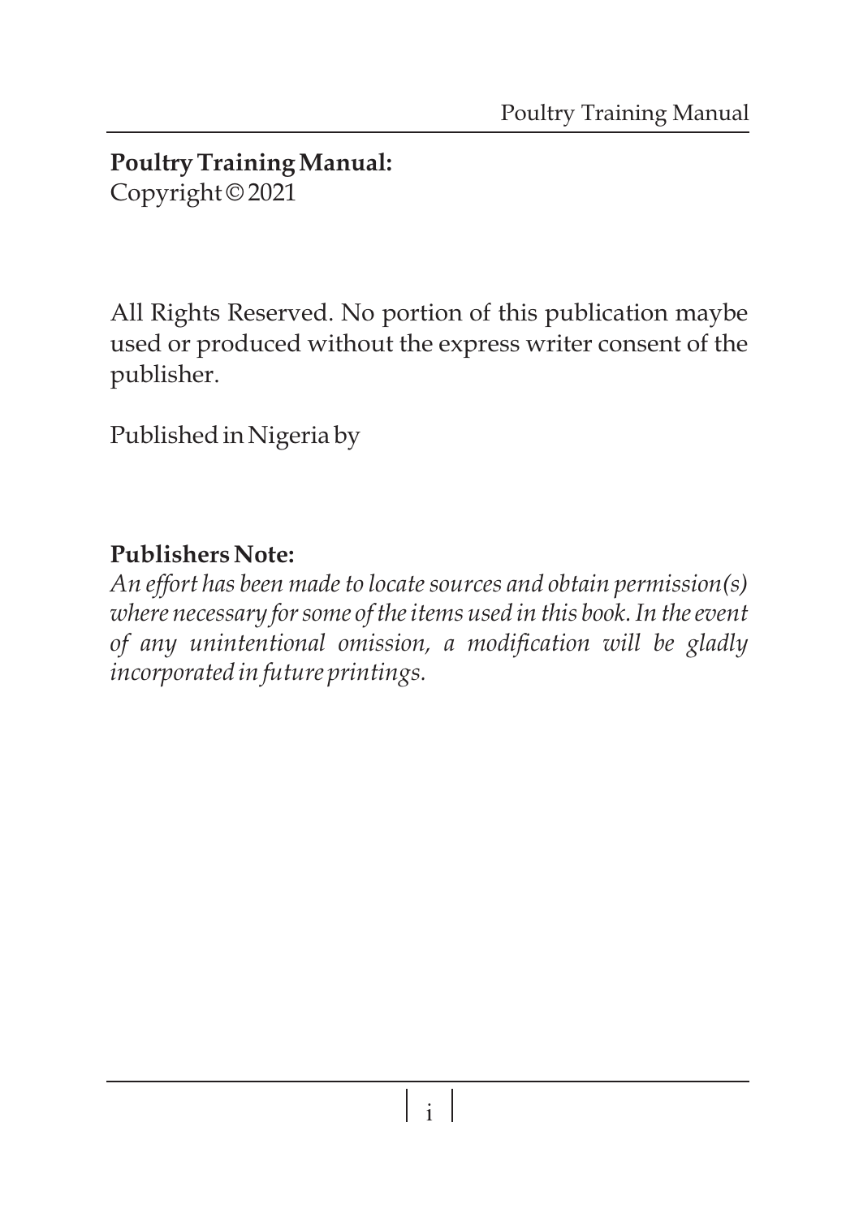**Poultry Training Manual:**
Copyright © 2021

All Rights Reserved. No portion of this publication maybe used or produced without the express writer consent of the publisher.

Published in Nigeria by

**Publishers Note:**
*An effort has been made to locate sources and obtain permission(s) where necessary for some of the items used in this book. In the event of any unintentional omission, a modification will be gladly incorporated in future printings.*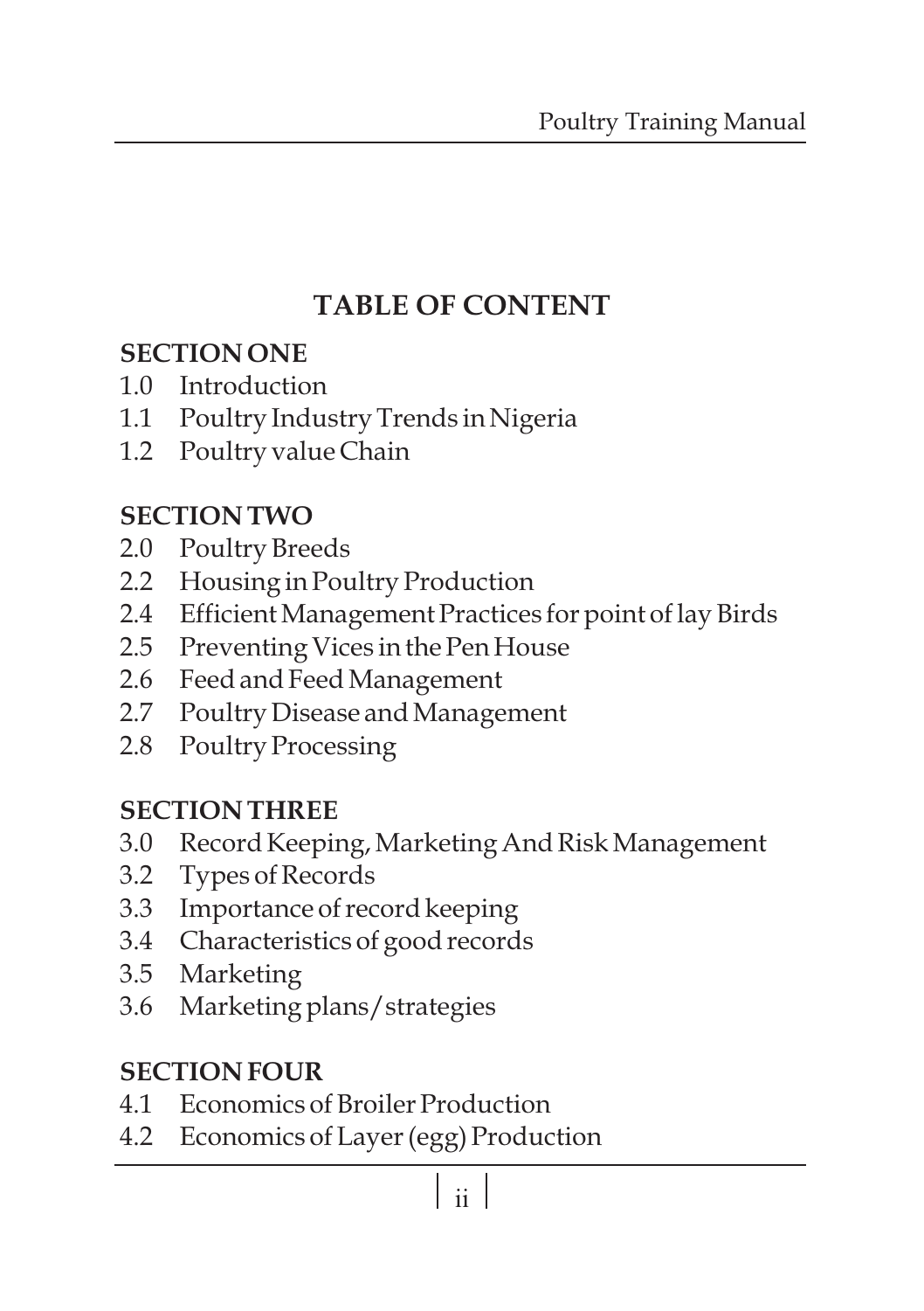# TABLE OF CONTENT

## SECTION ONE

1.0 Introduction
1.1 Poultry Industry Trends in Nigeria
1.2 Poultry value Chain

## SECTION TWO

2.0 Poultry Breeds
2.2 Housing in Poultry Production
2.4 Efficient Management Practices for point of lay Birds
2.5 Preventing Vices in the Pen House
2.6 Feed and Feed Management
2.7 Poultry Disease and Management
2.8 Poultry Processing

## SECTION THREE

3.0 Record Keeping, Marketing And Risk Management
3.2 Types of Records
3.3 Importance of record keeping
3.4 Characteristics of good records
3.5 Marketing
3.6 Marketing plans/strategies

## SECTION FOUR

4.1 Economics of Broiler Production
4.2 Economics of Layer (egg) Production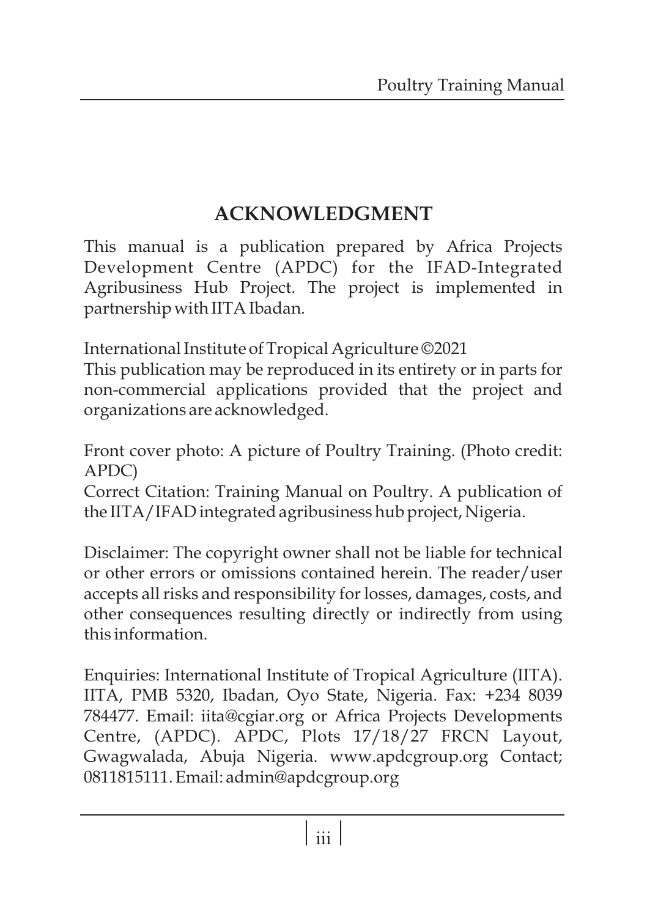## ACKNOWLEDGMENT

This manual is a publication prepared by Africa Projects Development Centre (APDC) for the IFAD-Integrated Agribusiness Hub Project. The project is implemented in partnership with IITA Ibadan.

International Institute of Tropical Agriculture ©2021
This publication may be reproduced in its entirety or in parts for non-commercial applications provided that the project and organizations are acknowledged.

Front cover photo: A picture of Poultry Training. (Photo credit: APDC)
Correct Citation: Training Manual on Poultry. A publication of the IITA/IFAD integrated agribusiness hub project, Nigeria.

Disclaimer: The copyright owner shall not be liable for technical or other errors or omissions contained herein. The reader/user accepts all risks and responsibility for losses, damages, costs, and other consequences resulting directly or indirectly from using this information.

Enquiries: International Institute of Tropical Agriculture (IITA). IITA, PMB 5320, Ibadan, Oyo State, Nigeria. Fax: +234 8039 784477. Email: iita@cgiar.org or Africa Projects Developments Centre, (APDC). APDC, Plots 17/18/27 FRCN Layout, Gwagwalada, Abuja Nigeria. www.apdcgroup.org Contact; 0811815111. Email: admin@apdcgroup.org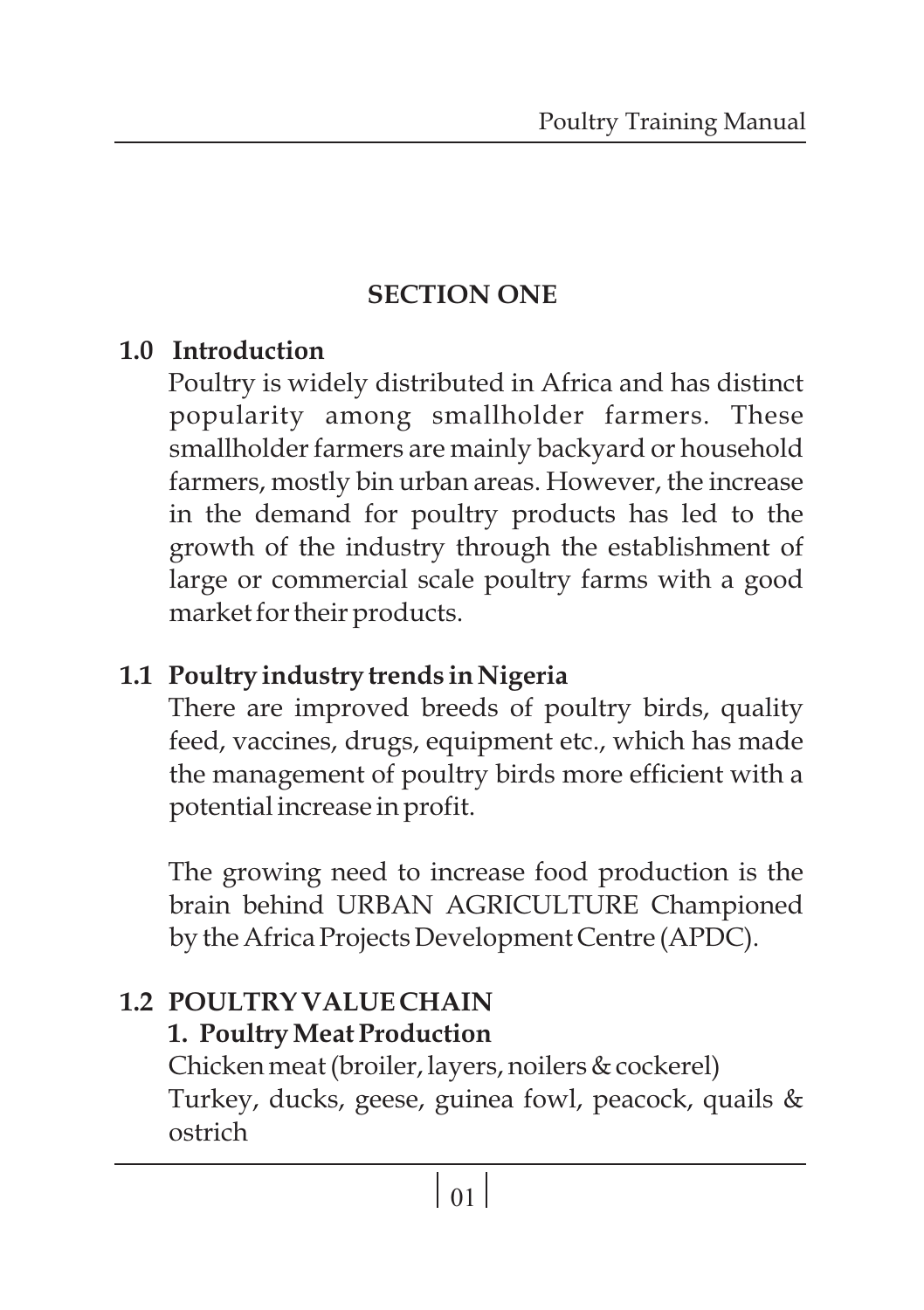## SECTION ONE

### 1.0 Introduction

Poultry is widely distributed in Africa and has distinct popularity among smallholder farmers. These smallholder farmers are mainly backyard or household farmers, mostly bin urban areas. However, the increase in the demand for poultry products has led to the growth of the industry through the establishment of large or commercial scale poultry farms with a good market for their products.

### 1.1 Poultry industry trends in Nigeria

There are improved breeds of poultry birds, quality feed, vaccines, drugs, equipment etc., which has made the management of poultry birds more efficient with a potential increase in profit.

The growing need to increase food production is the brain behind URBAN AGRICULTURE Championed by the Africa Projects Development Centre (APDC).

### 1.2 POULTRY VALUE CHAIN

**1. Poultry Meat Production**

Chicken meat (broiler, layers, noilers & cockerel)
Turkey, ducks, geese, guinea fowl, peacock, quails & ostrich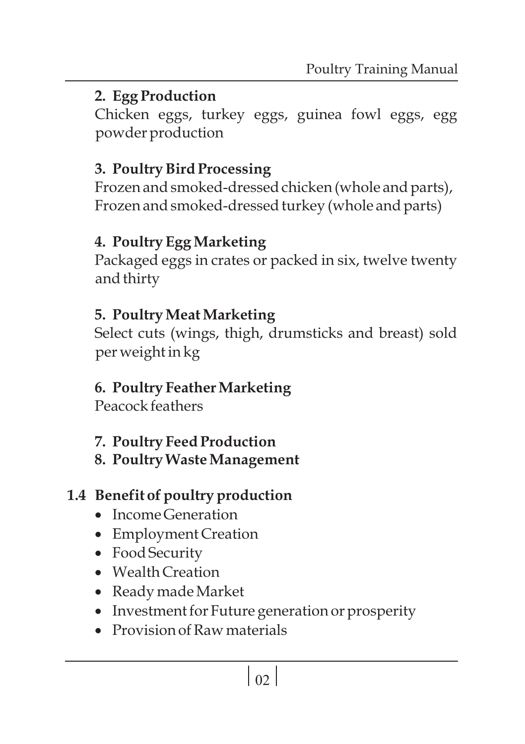**2. Egg Production**

Chicken eggs, turkey eggs, guinea fowl eggs, egg powder production

**3. Poultry Bird Processing**

Frozen and smoked-dressed chicken (whole and parts), Frozen and smoked-dressed turkey (whole and parts)

**4. Poultry Egg Marketing**

Packaged eggs in crates or packed in six, twelve twenty and thirty

**5. Poultry Meat Marketing**

Select cuts (wings, thigh, drumsticks and breast) sold per weight in kg

**6. Poultry Feather Marketing**

Peacock feathers

**7. Poultry Feed Production**

**8. Poultry Waste Management**

## 1.4 Benefit of poultry production

- Income Generation
- Employment Creation
- Food Security
- Wealth Creation
- Ready made Market
- Investment for Future generation or prosperity
- Provision of Raw materials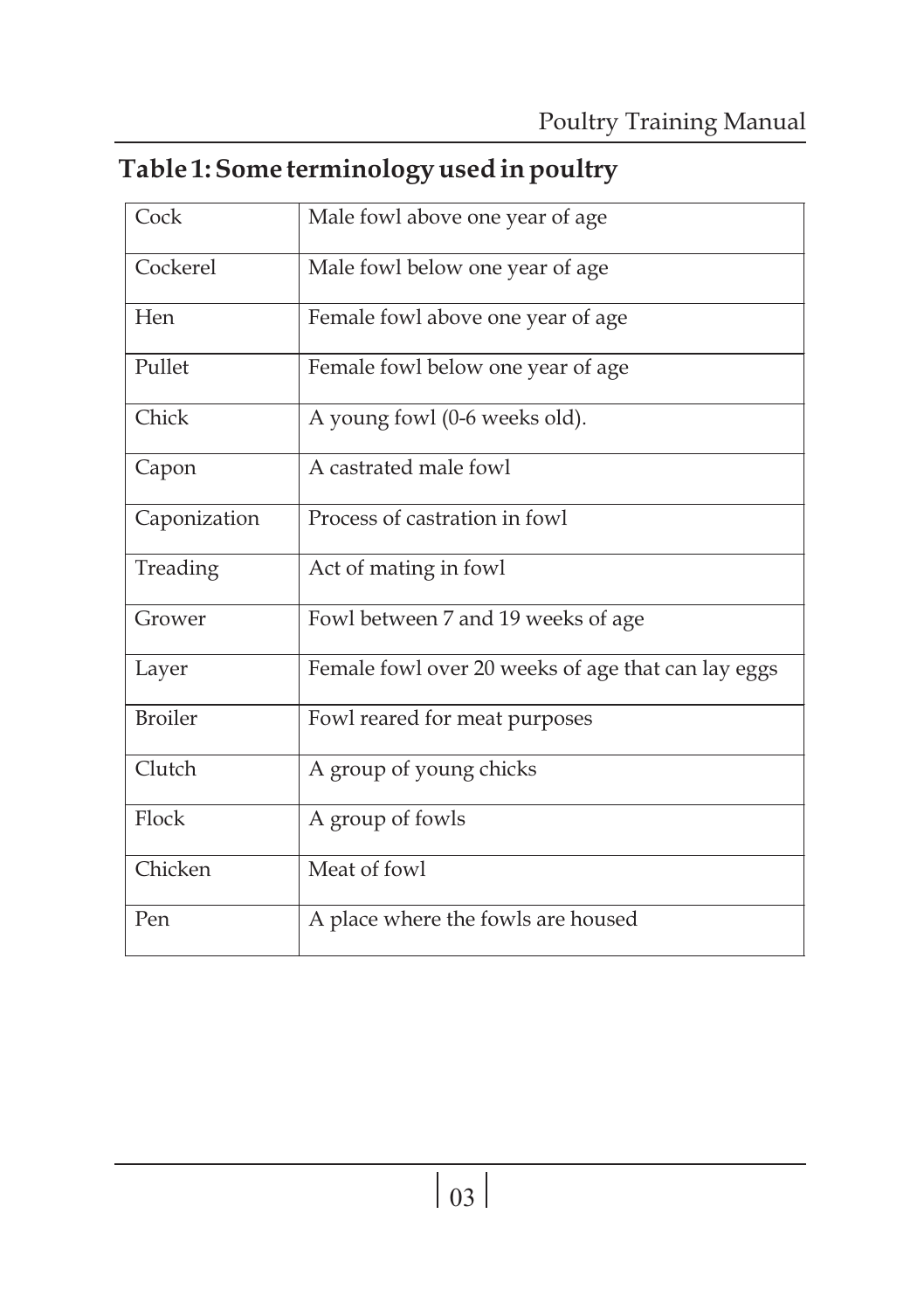## Table 1: Some terminology used in poultry

| | |
|---|---|
| Cock | Male fowl above one year of age |
| Cockerel | Male fowl below one year of age |
| Hen | Female fowl above one year of age |
| Pullet | Female fowl below one year of age |
| Chick | A young fowl (0-6 weeks old). |
| Capon | A castrated male fowl |
| Caponization | Process of castration in fowl |
| Treading | Act of mating in fowl |
| Grower | Fowl between 7 and 19 weeks of age |
| Layer | Female fowl over 20 weeks of age that can lay eggs |
| Broiler | Fowl reared for meat purposes |
| Clutch | A group of young chicks |
| Flock | A group of fowls |
| Chicken | Meat of fowl |
| Pen | A place where the fowls are housed |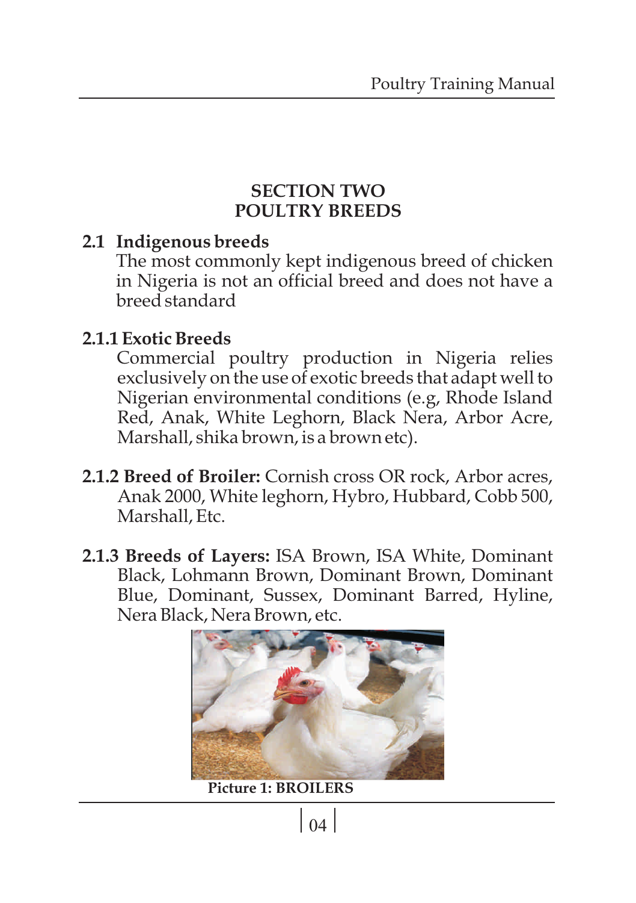# SECTION TWO
# POULTRY BREEDS

## 2.1 Indigenous breeds

The most commonly kept indigenous breed of chicken in Nigeria is not an official breed and does not have a breed standard

### 2.1.1 Exotic Breeds

Commercial poultry production in Nigeria relies exclusively on the use of exotic breeds that adapt well to Nigerian environmental conditions (e.g, Rhode Island Red, Anak, White Leghorn, Black Nera, Arbor Acre, Marshall, shika brown, is a brown etc).

**2.1.2 Breed of Broiler:** Cornish cross OR rock, Arbor acres, Anak 2000, White leghorn, Hybro, Hubbard, Cobb 500, Marshall, Etc.

**2.1.3 Breeds of Layers:** ISA Brown, ISA White, Dominant Black, Lohmann Brown, Dominant Brown, Dominant Blue, Dominant, Sussex, Dominant Barred, Hyline, Nera Black, Nera Brown, etc.

**Picture 1: BROILERS**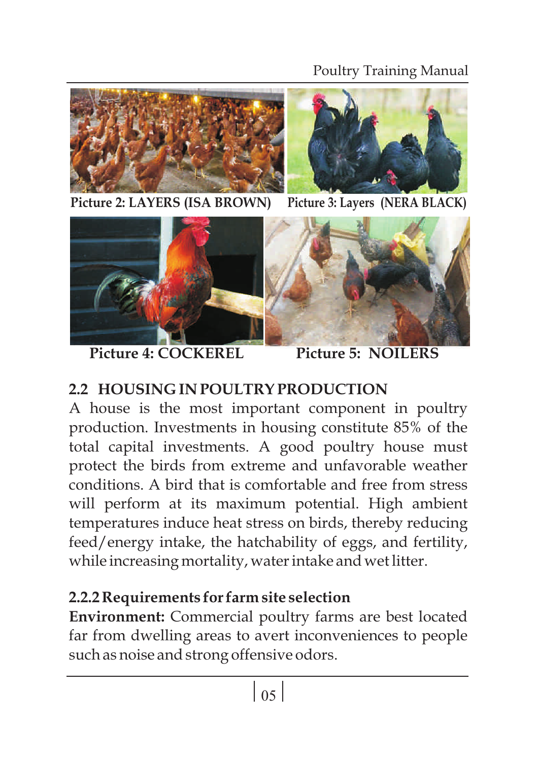Picture 2: LAYERS (ISA BROWN)

Picture 3: Layers (NERA BLACK)

Picture 4: COCKEREL

Picture 5: NOILERS

## 2.2 HOUSING IN POULTRY PRODUCTION

A house is the most important component in poultry production. Investments in housing constitute 85% of the total capital investments. A good poultry house must protect the birds from extreme and unfavorable weather conditions. A bird that is comfortable and free from stress will perform at its maximum potential. High ambient temperatures induce heat stress on birds, thereby reducing feed/energy intake, the hatchability of eggs, and fertility, while increasing mortality, water intake and wet litter.

### 2.2.2 Requirements for farm site selection

**Environment:** Commercial poultry farms are best located far from dwelling areas to avert inconveniences to people such as noise and strong offensive odors.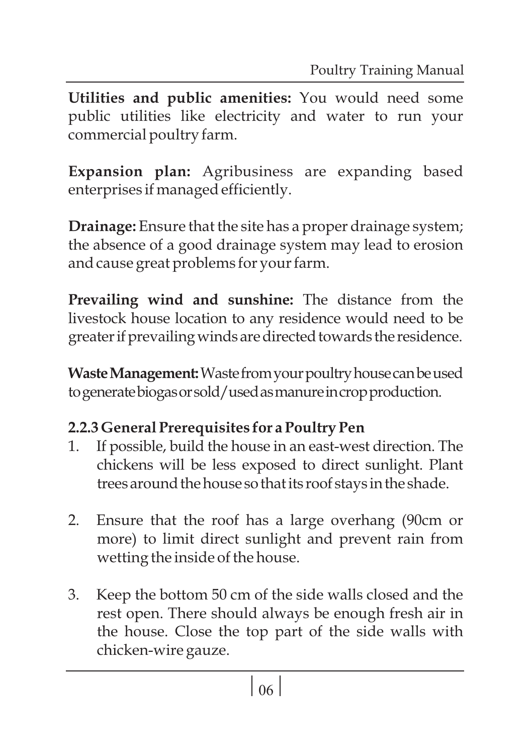**Utilities and public amenities:** You would need some public utilities like electricity and water to run your commercial poultry farm.

**Expansion plan:** Agribusiness are expanding based enterprises if managed efficiently.

**Drainage:** Ensure that the site has a proper drainage system; the absence of a good drainage system may lead to erosion and cause great problems for your farm.

**Prevailing wind and sunshine:** The distance from the livestock house location to any residence would need to be greater if prevailing winds are directed towards the residence.

**Waste Management:** Waste from your poultry house can be used to generate biogas or sold/used as manure in crop production.

### 2.2.3 General Prerequisites for a Poultry Pen

1. If possible, build the house in an east-west direction. The chickens will be less exposed to direct sunlight. Plant trees around the house so that its roof stays in the shade.

2. Ensure that the roof has a large overhang (90cm or more) to limit direct sunlight and prevent rain from wetting the inside of the house.

3. Keep the bottom 50 cm of the side walls closed and the rest open. There should always be enough fresh air in the house. Close the top part of the side walls with chicken-wire gauze.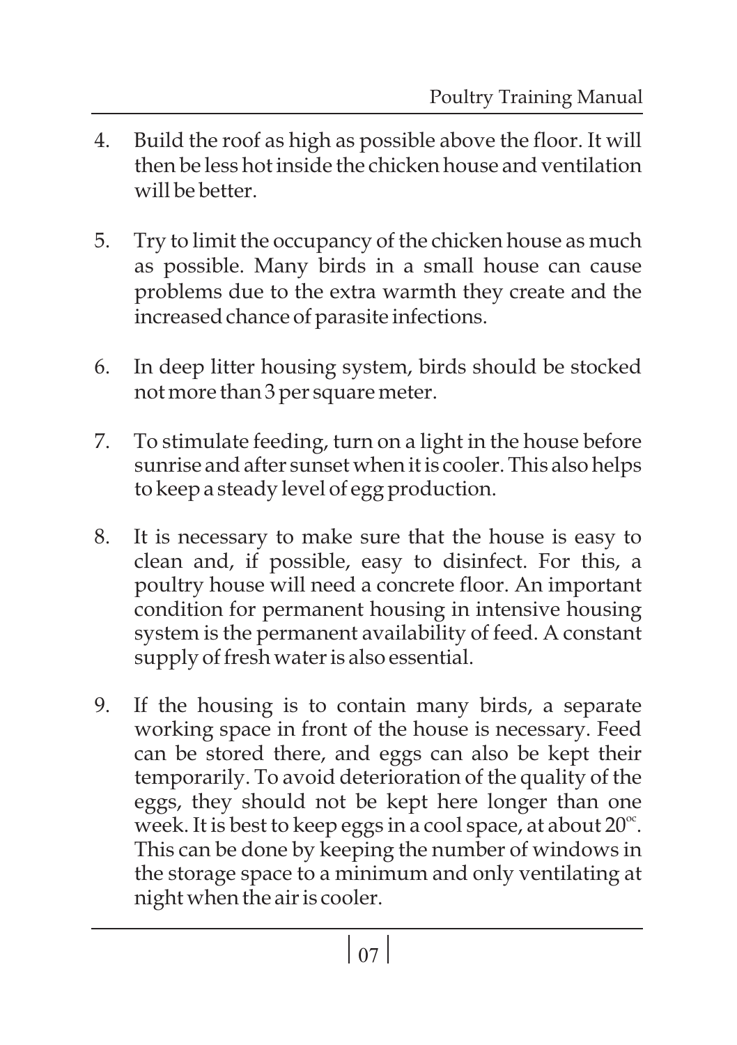4. Build the roof as high as possible above the floor. It will then be less hot inside the chicken house and ventilation will be better.

5. Try to limit the occupancy of the chicken house as much as possible. Many birds in a small house can cause problems due to the extra warmth they create and the increased chance of parasite infections.

6. In deep litter housing system, birds should be stocked not more than 3 per square meter.

7. To stimulate feeding, turn on a light in the house before sunrise and after sunset when it is cooler. This also helps to keep a steady level of egg production.

8. It is necessary to make sure that the house is easy to clean and, if possible, easy to disinfect. For this, a poultry house will need a concrete floor. An important condition for permanent housing in intensive housing system is the permanent availability of feed. A constant supply of fresh water is also essential.

9. If the housing is to contain many birds, a separate working space in front of the house is necessary. Feed can be stored there, and eggs can also be kept their temporarily. To avoid deterioration of the quality of the eggs, they should not be kept here longer than one week. It is best to keep eggs in a cool space, at about 20$^{oc}$. This can be done by keeping the number of windows in the storage space to a minimum and only ventilating at night when the air is cooler.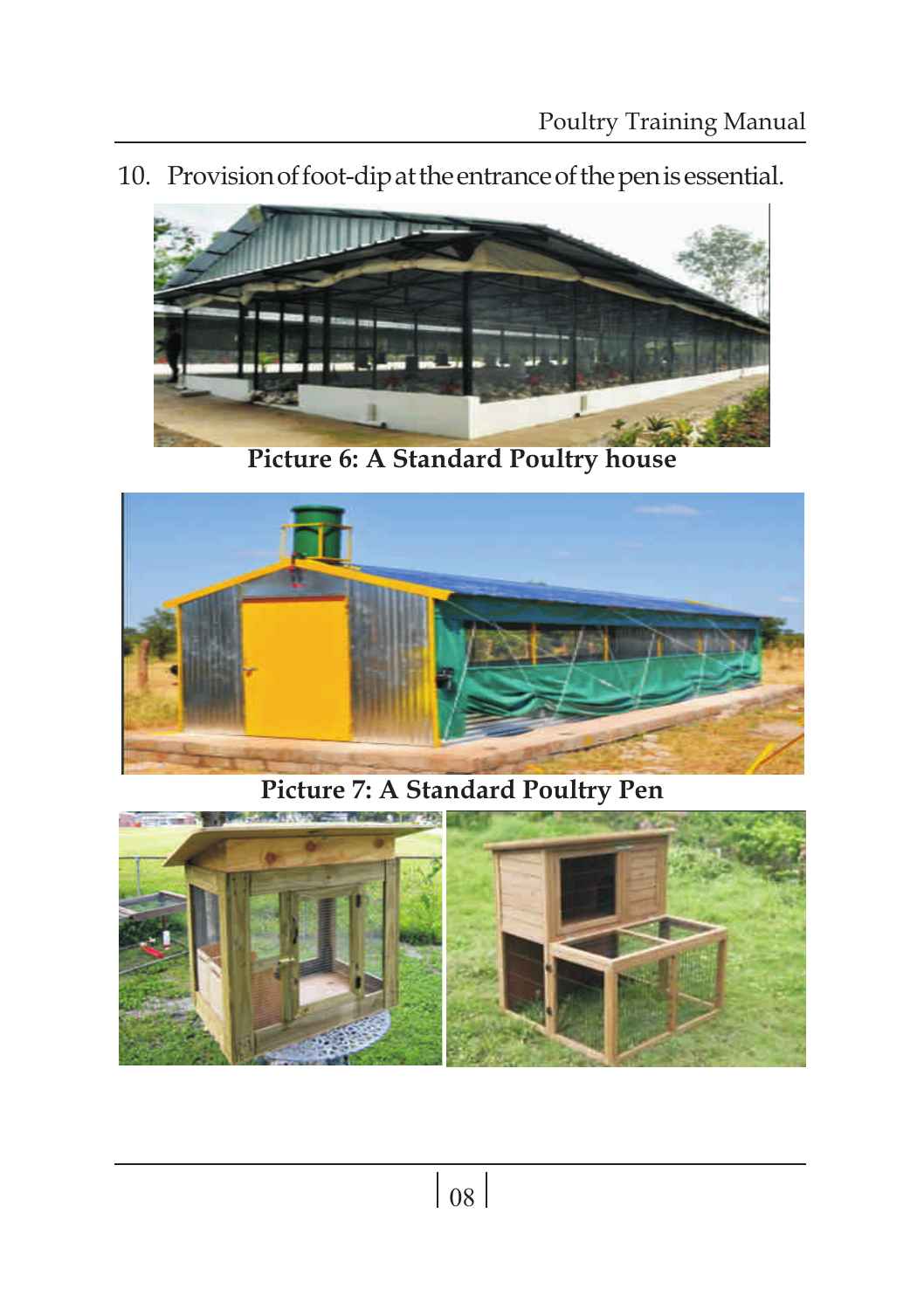10. Provision of foot-dip at the entrance of the pen is essential.

Picture 6: A Standard Poultry house

Picture 7: A Standard Poultry Pen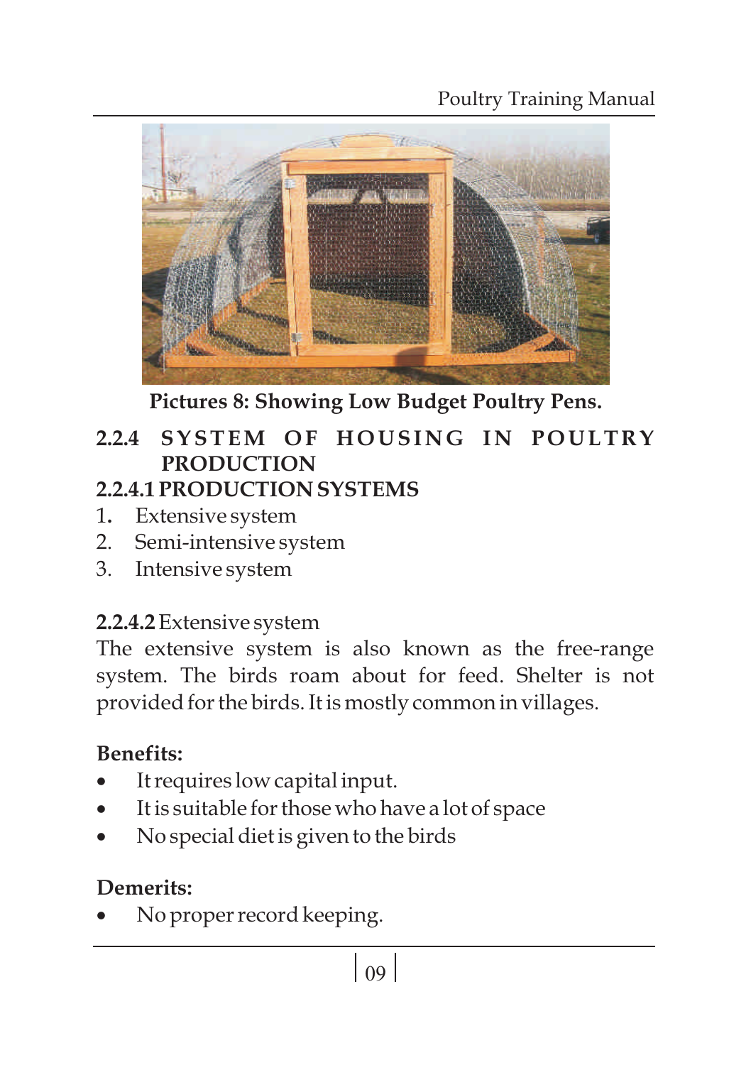**Pictures 8: Showing Low Budget Poultry Pens.**

## 2.2.4 SYSTEM OF HOUSING IN POULTRY PRODUCTION

### 2.2.4.1 PRODUCTION SYSTEMS

1. Extensive system
2. Semi-intensive system
3. Intensive system

### **2.2.4.2** Extensive system

The extensive system is also known as the free-range system. The birds roam about for feed. Shelter is not provided for the birds. It is mostly common in villages.

**Benefits:**

- It requires low capital input.
- It is suitable for those who have a lot of space
- No special diet is given to the birds

**Demerits:**

- No proper record keeping.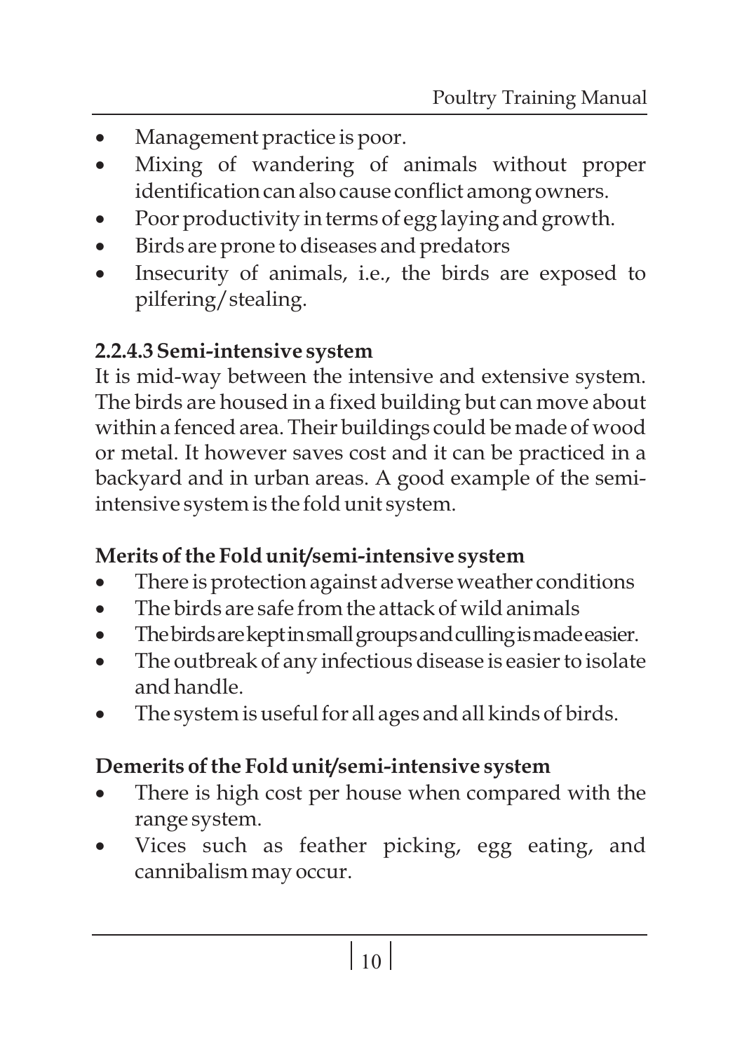- Management practice is poor.
- Mixing of wandering of animals without proper identification can also cause conflict among owners.
- Poor productivity in terms of egg laying and growth.
- Birds are prone to diseases and predators
- Insecurity of animals, i.e., the birds are exposed to pilfering/stealing.

#### 2.2.4.3 Semi-intensive system

It is mid-way between the intensive and extensive system. The birds are housed in a fixed building but can move about within a fenced area. Their buildings could be made of wood or metal. It however saves cost and it can be practiced in a backyard and in urban areas. A good example of the semi-intensive system is the fold unit system.

**Merits of the Fold unit/semi-intensive system**

- There is protection against adverse weather conditions
- The birds are safe from the attack of wild animals
- The birds are kept in small groups and culling is made easier.
- The outbreak of any infectious disease is easier to isolate and handle.
- The system is useful for all ages and all kinds of birds.

**Demerits of the Fold unit/semi-intensive system**

- There is high cost per house when compared with the range system.
- Vices such as feather picking, egg eating, and cannibalism may occur.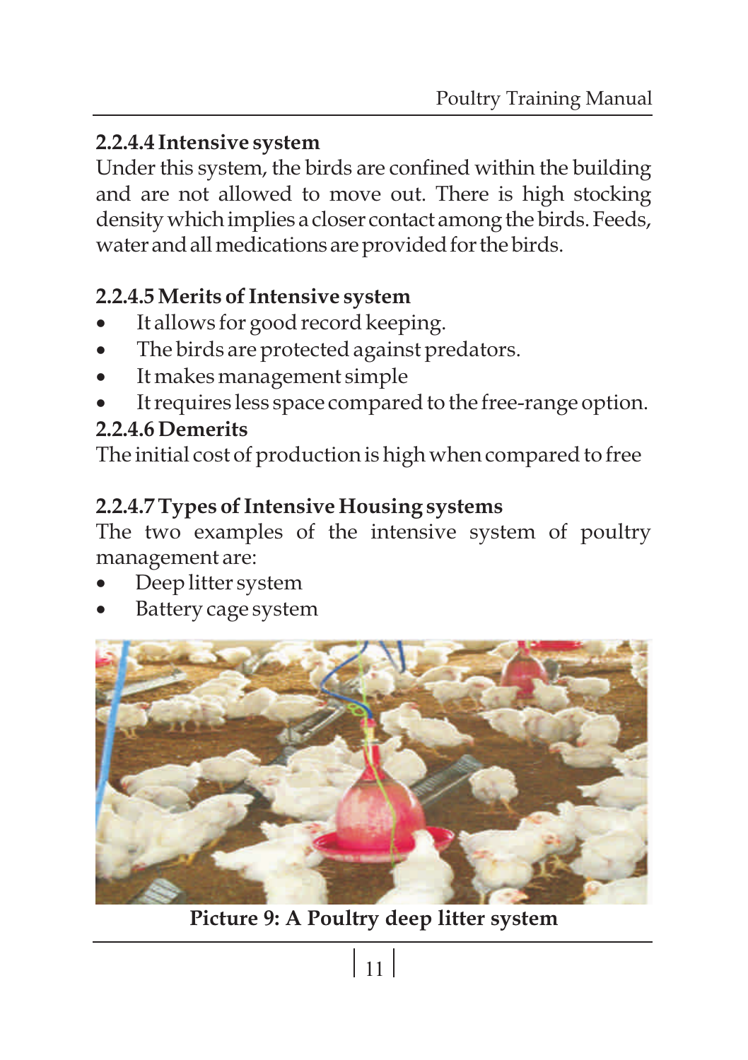#### 2.2.4.4 Intensive system

Under this system, the birds are confined within the building and are not allowed to move out. There is high stocking density which implies a closer contact among the birds. Feeds, water and all medications are provided for the birds.

#### 2.2.4.5 Merits of Intensive system

- It allows for good record keeping.
- The birds are protected against predators.
- It makes management simple
- It requires less space compared to the free-range option.

#### 2.2.4.6 Demerits

The initial cost of production is high when compared to free

#### 2.2.4.7 Types of Intensive Housing systems

The two examples of the intensive system of poultry management are:

- Deep litter system
- Battery cage system

**Picture 9: A Poultry deep litter system**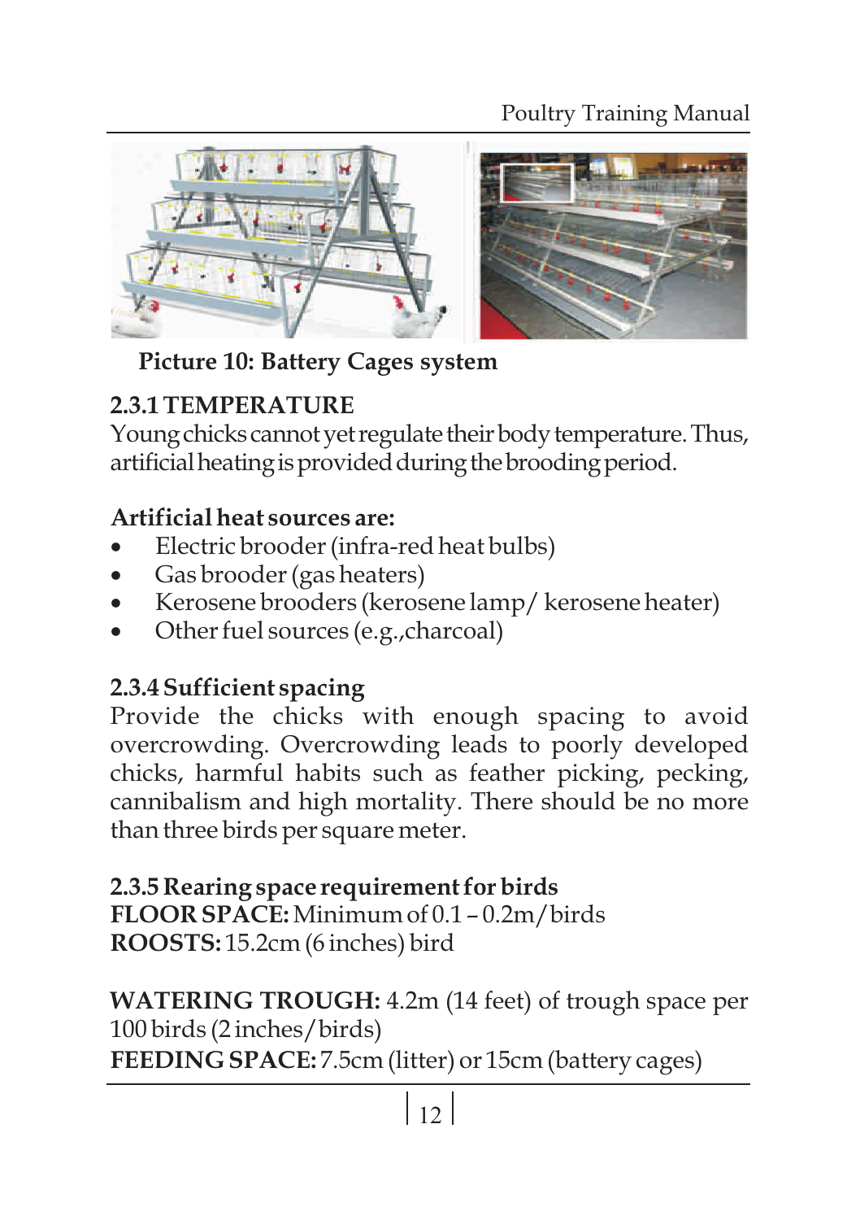Picture 10: Battery Cages system

### 2.3.1 TEMPERATURE

Young chicks cannot yet regulate their body temperature. Thus, artificial heating is provided during the brooding period.

**Artificial heat sources are:**

- Electric brooder (infra-red heat bulbs)
- Gas brooder (gas heaters)
- Kerosene brooders (kerosene lamp/ kerosene heater)
- Other fuel sources (e.g.,charcoal)

### 2.3.4 Sufficient spacing

Provide the chicks with enough spacing to avoid overcrowding. Overcrowding leads to poorly developed chicks, harmful habits such as feather picking, pecking, cannibalism and high mortality. There should be no more than three birds per square meter.

### 2.3.5 Rearing space requirement for birds

**FLOOR SPACE:** Minimum of 0.1 – 0.2m/birds
**ROOSTS:** 15.2cm (6 inches) bird

**WATERING TROUGH:** 4.2m (14 feet) of trough space per 100 birds (2 inches/birds)
**FEEDING SPACE:** 7.5cm (litter) or 15cm (battery cages)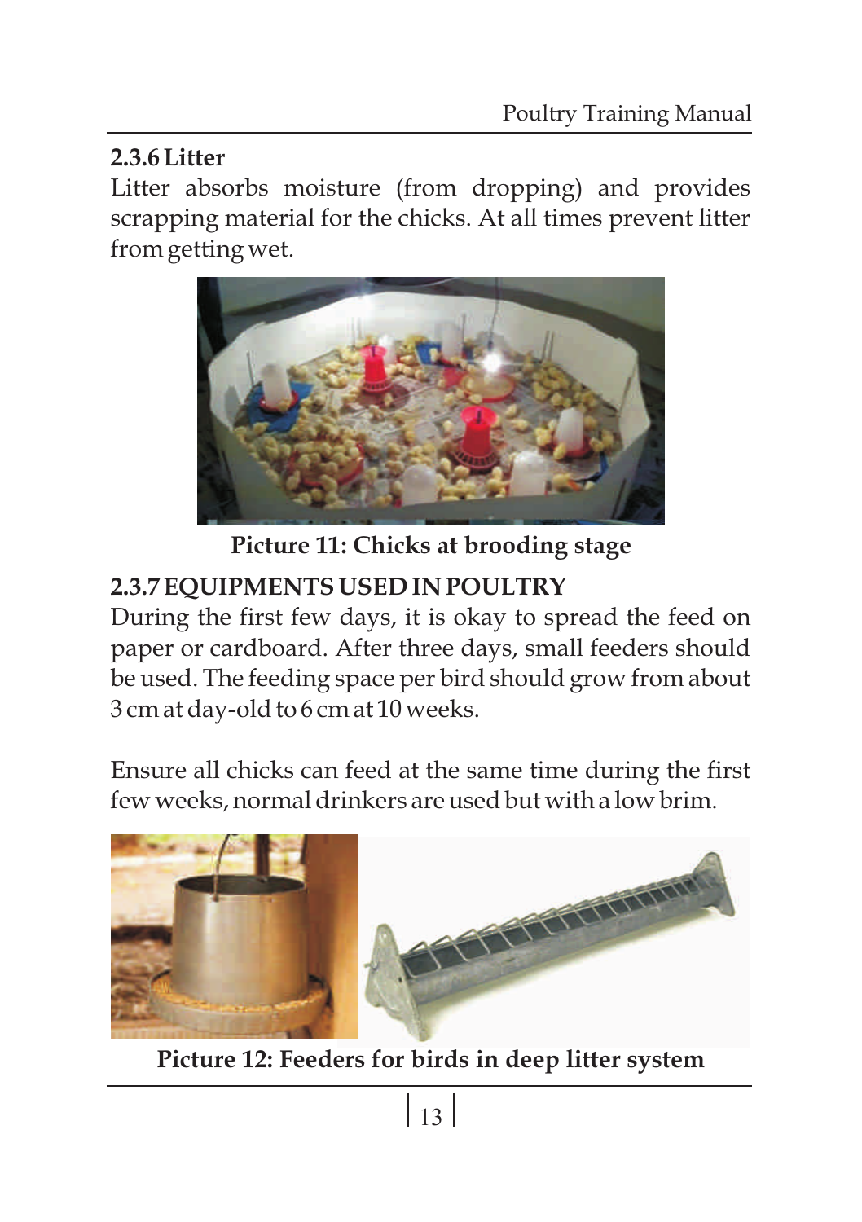### 2.3.6 Litter

Litter absorbs moisture (from dropping) and provides scrapping material for the chicks. At all times prevent litter from getting wet.

**Picture 11: Chicks at brooding stage**

### 2.3.7 EQUIPMENTS USED IN POULTRY

During the first few days, it is okay to spread the feed on paper or cardboard. After three days, small feeders should be used. The feeding space per bird should grow from about 3 cm at day-old to 6 cm at 10 weeks.

Ensure all chicks can feed at the same time during the first few weeks, normal drinkers are used but with a low brim.

**Picture 12: Feeders for birds in deep litter system**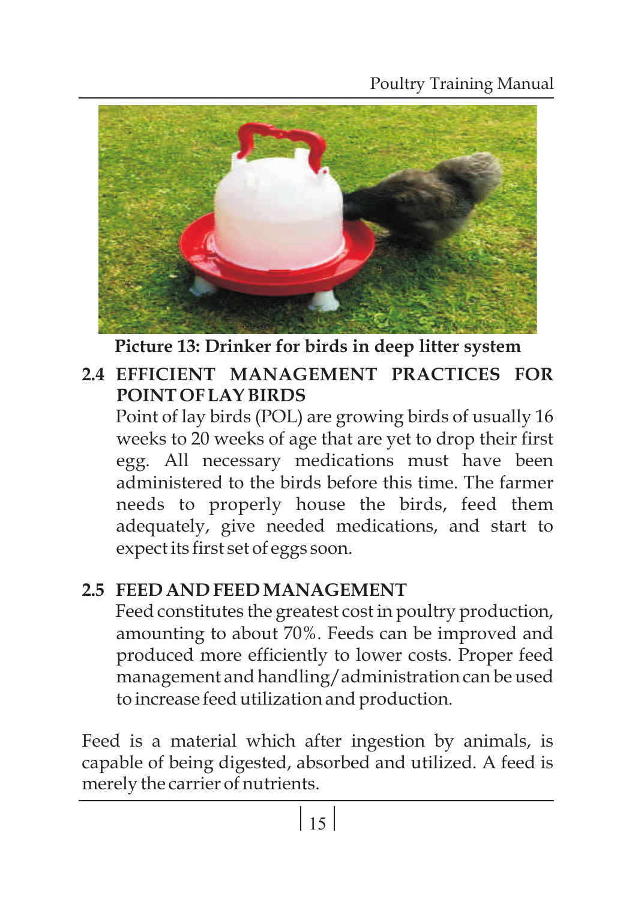**Picture 13: Drinker for birds in deep litter system**

## 2.4 EFFICIENT MANAGEMENT PRACTICES FOR POINT OF LAY BIRDS

Point of lay birds (POL) are growing birds of usually 16 weeks to 20 weeks of age that are yet to drop their first egg. All necessary medications must have been administered to the birds before this time. The farmer needs to properly house the birds, feed them adequately, give needed medications, and start to expect its first set of eggs soon.

## 2.5 FEED AND FEED MANAGEMENT

Feed constitutes the greatest cost in poultry production, amounting to about 70%. Feeds can be improved and produced more efficiently to lower costs. Proper feed management and handling/administration can be used to increase feed utilization and production.

Feed is a material which after ingestion by animals, is capable of being digested, absorbed and utilized. A feed is merely the carrier of nutrients.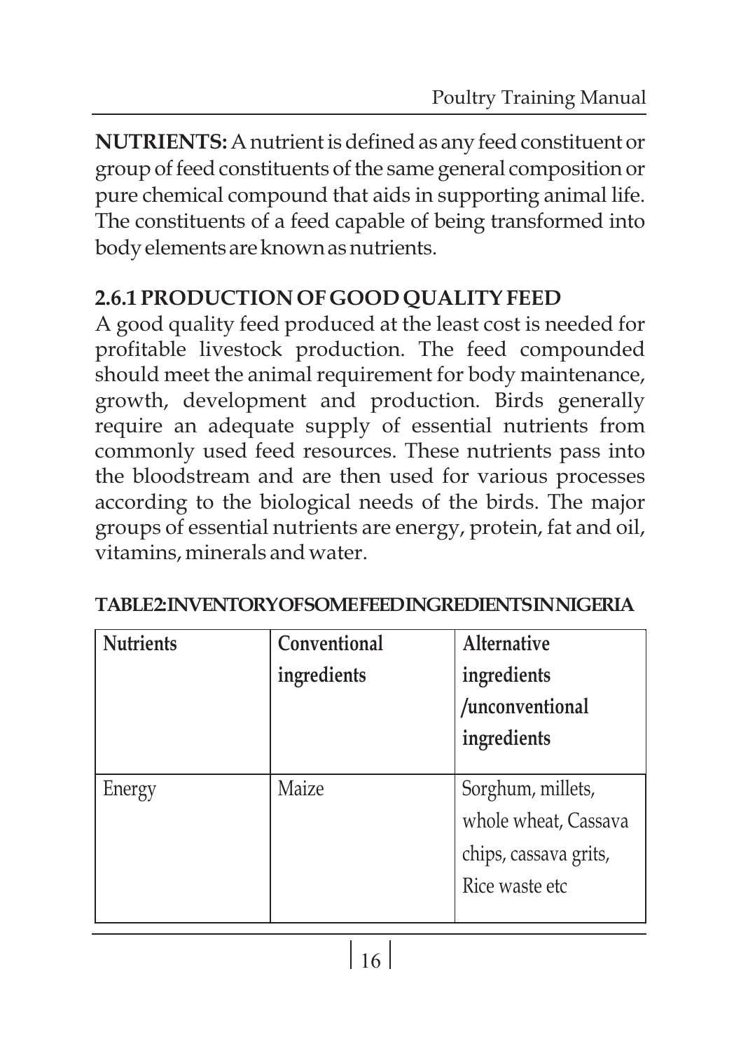**NUTRIENTS:** A nutrient is defined as any feed constituent or group of feed constituents of the same general composition or pure chemical compound that aids in supporting animal life. The constituents of a feed capable of being transformed into body elements are known as nutrients.

### 2.6.1 PRODUCTION OF GOOD QUALITY FEED

A good quality feed produced at the least cost is needed for profitable livestock production. The feed compounded should meet the animal requirement for body maintenance, growth, development and production. Birds generally require an adequate supply of essential nutrients from commonly used feed resources. These nutrients pass into the bloodstream and are then used for various processes according to the biological needs of the birds. The major groups of essential nutrients are energy, protein, fat and oil, vitamins, minerals and water.

**TABLE 2: INVENTORY OF SOME FEED INGREDIENTS IN NIGERIA**

| Nutrients | Conventional ingredients | Alternative ingredients /unconventional ingredients |
|---|---|---|
| Energy | Maize | Sorghum, millets, whole wheat, Cassava chips, cassava grits, Rice waste etc |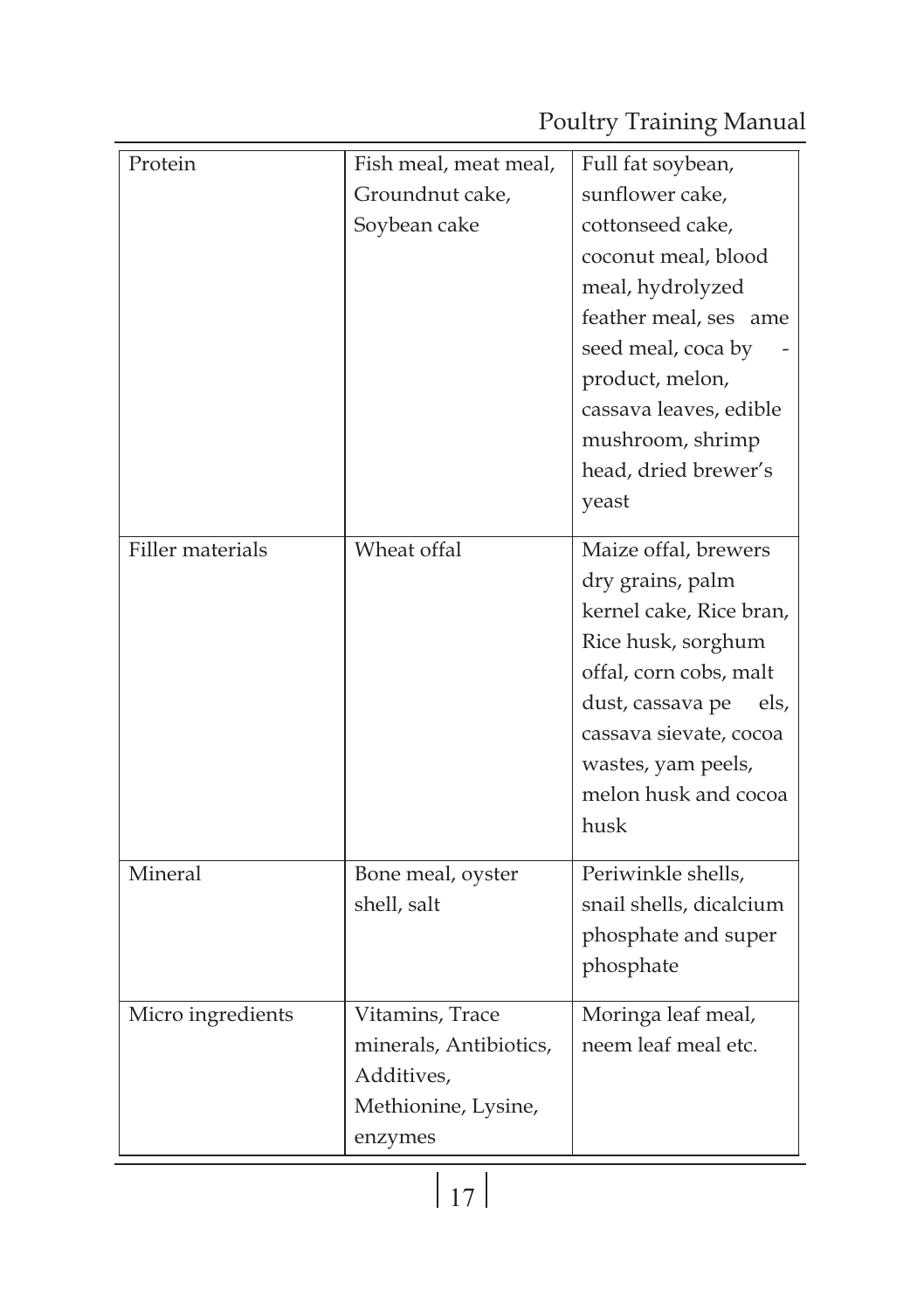| Protein | Fish meal, meat meal, Groundnut cake, Soybean cake | Full fat soybean, sunflower cake, cottonseed cake, coconut meal, blood meal, hydrolyzed feather meal, ses ame seed meal, coca by - product, melon, cassava leaves, edible mushroom, shrimp head, dried brewer's yeast |
|---|---|---|
| Filler materials | Wheat offal | Maize offal, brewers dry grains, palm kernel cake, Rice bran, Rice husk, sorghum offal, corn cobs, malt dust, cassava pe els, cassava sievate, cocoa wastes, yam peels, melon husk and cocoa husk |
| Mineral | Bone meal, oyster shell, salt | Periwinkle shells, snail shells, dicalcium phosphate and super phosphate |
| Micro ingredients | Vitamins, Trace minerals, Antibiotics, Additives, Methionine, Lysine, enzymes | Moringa leaf meal, neem leaf meal etc. |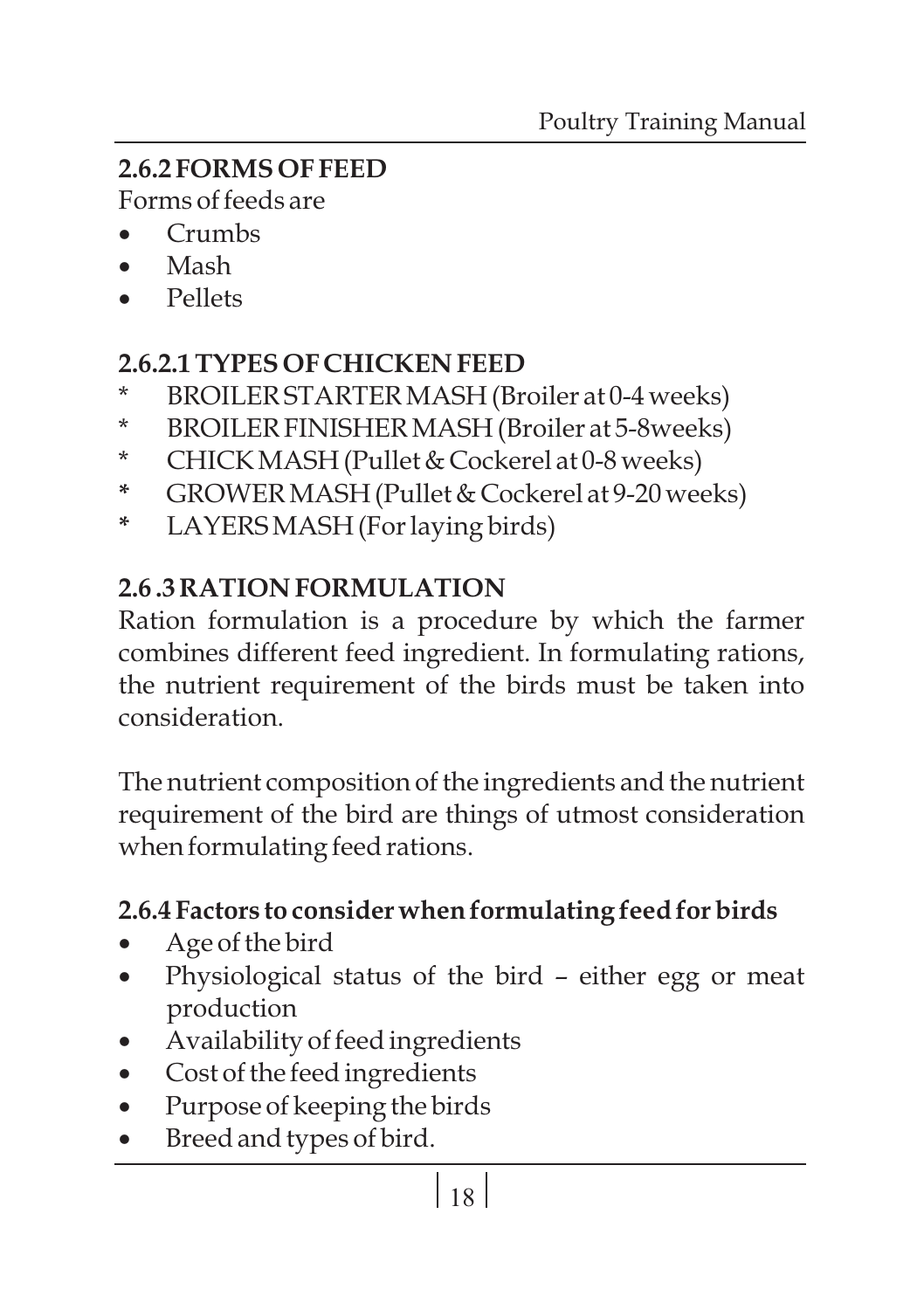## 2.6.2 FORMS OF FEED

Forms of feeds are

- Crumbs
- Mash
- Pellets

### 2.6.2.1 TYPES OF CHICKEN FEED

- * BROILER STARTER MASH (Broiler at 0-4 weeks)
- * BROILER FINISHER MASH (Broiler at 5-8weeks)
- * CHICK MASH (Pullet & Cockerel at 0-8 weeks)
- * GROWER MASH (Pullet & Cockerel at 9-20 weeks)
- * LAYERS MASH (For laying birds)

## 2.6 .3 RATION FORMULATION

Ration formulation is a procedure by which the farmer combines different feed ingredient. In formulating rations, the nutrient requirement of the birds must be taken into consideration.

The nutrient composition of the ingredients and the nutrient requirement of the bird are things of utmost consideration when formulating feed rations.

## 2.6.4 Factors to consider when formulating feed for birds

- Age of the bird
- Physiological status of the bird – either egg or meat production
- Availability of feed ingredients
- Cost of the feed ingredients
- Purpose of keeping the birds
- Breed and types of bird.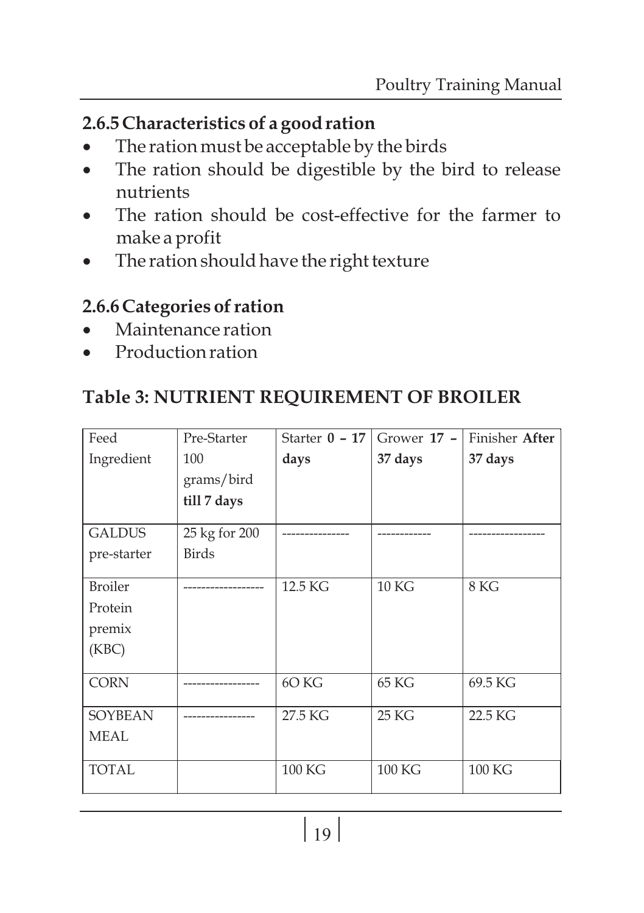### 2.6.5 Characteristics of a good ration

- The ration must be acceptable by the birds
- The ration should be digestible by the bird to release nutrients
- The ration should be cost-effective for the farmer to make a profit
- The ration should have the right texture

### 2.6.6 Categories of ration

- Maintenance ration
- Production ration

## Table 3: NUTRIENT REQUIREMENT OF BROILER

| Feed Ingredient | Pre-Starter 100 grams/bird **till 7 days** | Starter **0 – 17 days** | Grower **17 – 37 days** | Finisher **After 37 days** |
|---|---|---|---|---|
| GALDUS pre-starter | 25 kg for 200 Birds | --------------- | ------------ | ----------------- |
| Broiler Protein premix (KBC) | ------------------ | 12.5 KG | 10 KG | 8 KG |
| CORN | ----------------- | 6O KG | 65 KG | 69.5 KG |
| SOYBEAN MEAL | ---------------- | 27.5 KG | 25 KG | 22.5 KG |
| TOTAL | | 100 KG | 100 KG | 100 KG |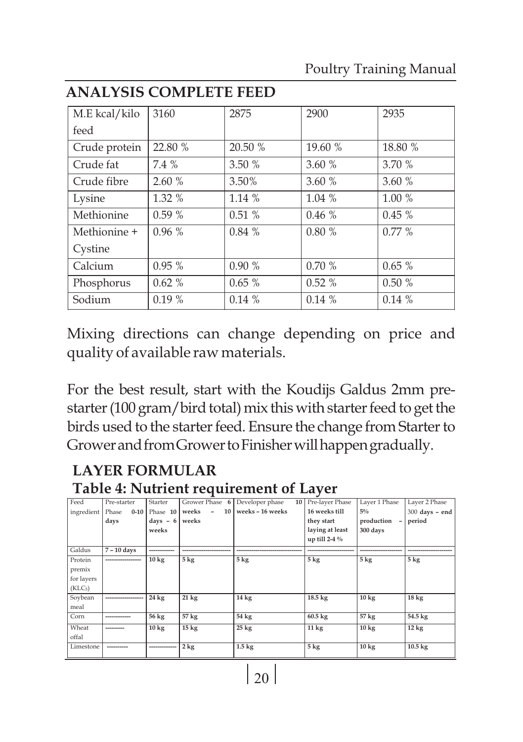## ANALYSIS COMPLETE FEED

| M.E kcal/kilo feed | 3160 | 2875 | 2900 | 2935 |
|---|---|---|---|---|
| Crude protein | 22.80 % | 20.50 % | 19.60 % | 18.80 % |
| Crude fat | 7.4 % | 3.50 % | 3.60 % | 3.70 % |
| Crude fibre | 2.60 % | 3.50% | 3.60 % | 3.60 % |
| Lysine | 1.32 % | 1.14 % | 1.04 % | 1.00 % |
| Methionine | 0.59 % | 0.51 % | 0.46 % | 0.45 % |
| Methionine + Cystine | 0.96 % | 0.84 % | 0.80 % | 0.77 % |
| Calcium | 0.95 % | 0.90 % | 0.70 % | 0.65 % |
| Phosphorus | 0.62 % | 0.65 % | 0.52 % | 0.50 % |
| Sodium | 0.19 % | 0.14 % | 0.14 % | 0.14 % |

Mixing directions can change depending on price and quality of available raw materials.

For the best result, start with the Koudijs Galdus 2mm pre-starter (100 gram/bird total) mix this with starter feed to get the birds used to the starter feed. Ensure the change from Starter to Grower and from Grower to Finisher will happen gradually.

## LAYER FORMULAR

### Table 4: Nutrient requirement of Layer

| Feed ingredient | Pre-starter Phase 0-10 days | Starter Phase 10 days – 6 weeks | Grower Phase 6 weeks – 10 weeks | Developer phase 10 weeks – 16 weeks | Pre-layer Phase 16 weeks till they start laying at least up till 2-4 % | Layer 1 Phase 5% production – 300 days | Layer 2 Phase 300 days – end period |
|---|---|---|---|---|---|---|---|
| Galdus | 7 – 10 days | ------------ | ------------ | ------------ | ------------ | ------------ | ------------ |
| Protein premix for layers ($KLC_5$) | ------------ | 10 kg | 5 kg | 5 kg | 5 kg | 5 kg | 5 kg |
| Soybean meal | ------------ | 24 kg | 21 kg | 14 kg | 18.5 kg | 10 kg | 18 kg |
| Corn | ------------ | 56 kg | 57 kg | 54 kg | 60.5 kg | 57 kg | 54.5 kg |
| Wheat offal | --------- | 10 kg | 15 kg | 25 kg | 11 kg | 10 kg | 12 kg |
| Limestone | ---------- | ------------ | 2 kg | 1.5 kg | 5 kg | 10 kg | 10.5 kg |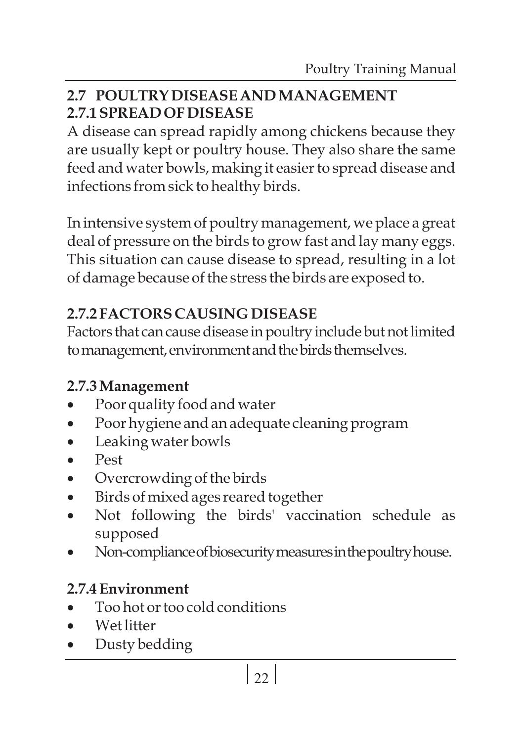## 2.7 POULTRY DISEASE AND MANAGEMENT

### 2.7.1 SPREAD OF DISEASE

A disease can spread rapidly among chickens because they are usually kept or poultry house. They also share the same feed and water bowls, making it easier to spread disease and infections from sick to healthy birds.

In intensive system of poultry management, we place a great deal of pressure on the birds to grow fast and lay many eggs. This situation can cause disease to spread, resulting in a lot of damage because of the stress the birds are exposed to.

### 2.7.2 FACTORS CAUSING DISEASE

Factors that can cause disease in poultry include but not limited to management, environment and the birds themselves.

### 2.7.3 Management

- Poor quality food and water
- Poor hygiene and an adequate cleaning program
- Leaking water bowls
- Pest
- Overcrowding of the birds
- Birds of mixed ages reared together
- Not following the birds' vaccination schedule as supposed
- Non-compliance of biosecurity measures in the poultry house.

### 2.7.4 Environment

- Too hot or too cold conditions
- Wet litter
- Dusty bedding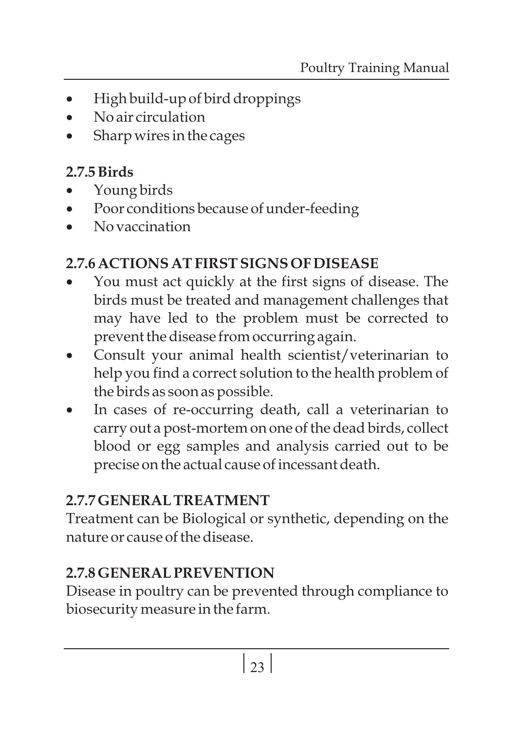- High build-up of bird droppings
- No air circulation
- Sharp wires in the cages

### 2.7.5 Birds

- Young birds
- Poor conditions because of under-feeding
- No vaccination

### 2.7.6 ACTIONS AT FIRST SIGNS OF DISEASE

- You must act quickly at the first signs of disease. The birds must be treated and management challenges that may have led to the problem must be corrected to prevent the disease from occurring again.
- Consult your animal health scientist/veterinarian to help you find a correct solution to the health problem of the birds as soon as possible.
- In cases of re-occurring death, call a veterinarian to carry out a post-mortem on one of the dead birds, collect blood or egg samples and analysis carried out to be precise on the actual cause of incessant death.

### 2.7.7 GENERAL TREATMENT

Treatment can be Biological or synthetic, depending on the nature or cause of the disease.

### 2.7.8 GENERAL PREVENTION

Disease in poultry can be prevented through compliance to biosecurity measure in the farm.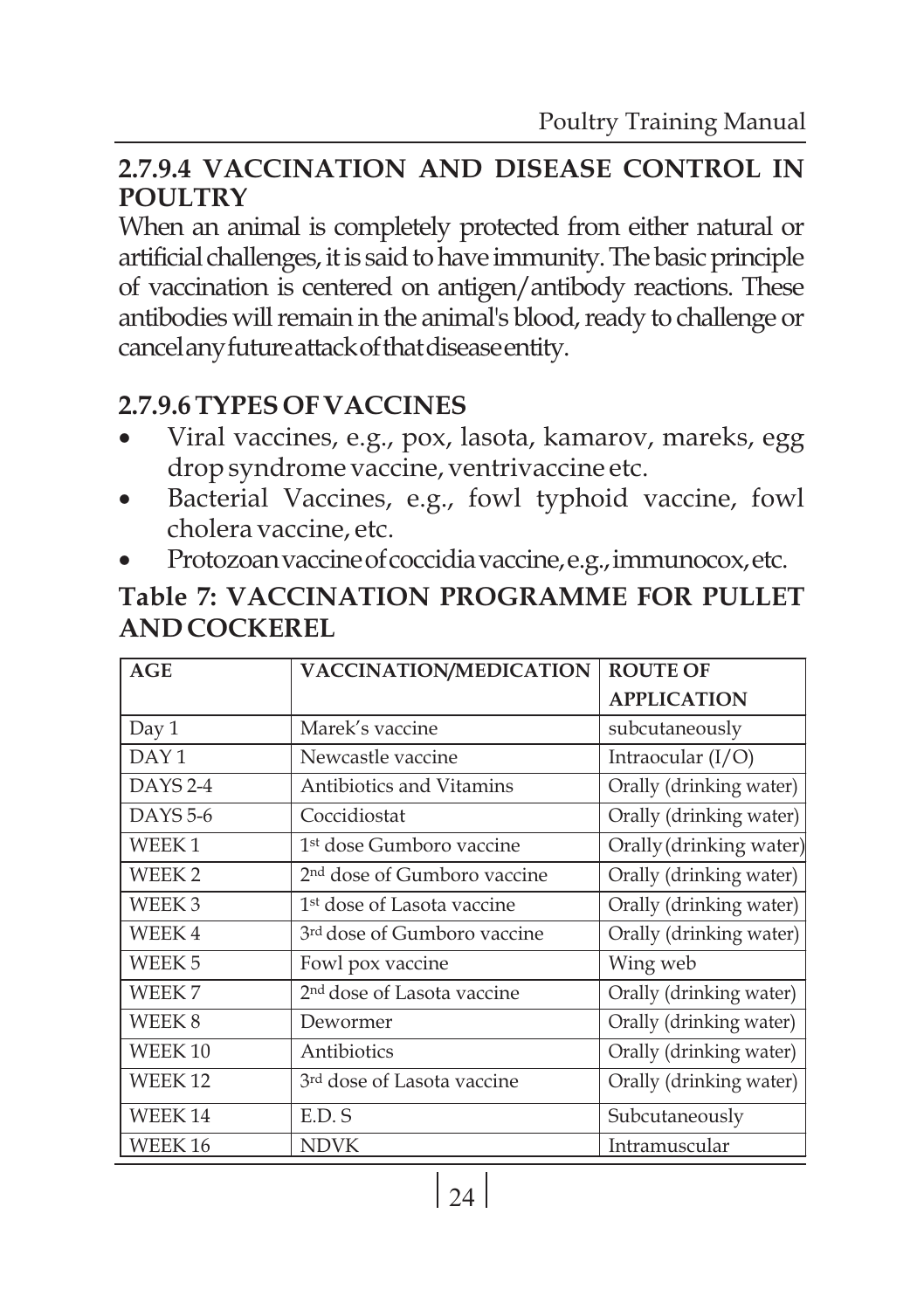## 2.7.9.4 VACCINATION AND DISEASE CONTROL IN POULTRY

When an animal is completely protected from either natural or artificial challenges, it is said to have immunity. The basic principle of vaccination is centered on antigen/antibody reactions. These antibodies will remain in the animal's blood, ready to challenge or cancel any future attack of that disease entity.

## 2.7.9.6 TYPES OF VACCINES

- Viral vaccines, e.g., pox, lasota, kamarov, mareks, egg drop syndrome vaccine, ventrivaccine etc.
- Bacterial Vaccines, e.g., fowl typhoid vaccine, fowl cholera vaccine, etc.
- Protozoan vaccine of coccidia vaccine, e.g., immunocox, etc.

### Table 7: VACCINATION PROGRAMME FOR PULLET AND COCKEREL

| AGE | VACCINATION/MEDICATION | ROUTE OF APPLICATION |
|---|---|---|
| Day 1 | Marek's vaccine | subcutaneously |
| DAY 1 | Newcastle vaccine | Intraocular (I/O) |
| DAYS 2-4 | Antibiotics and Vitamins | Orally (drinking water) |
| DAYS 5-6 | Coccidiostat | Orally (drinking water) |
| WEEK 1 | 1st dose Gumboro vaccine | Orally (drinking water) |
| WEEK 2 | 2nd dose of Gumboro vaccine | Orally (drinking water) |
| WEEK 3 | 1st dose of Lasota vaccine | Orally (drinking water) |
| WEEK 4 | 3rd dose of Gumboro vaccine | Orally (drinking water) |
| WEEK 5 | Fowl pox vaccine | Wing web |
| WEEK 7 | 2nd dose of Lasota vaccine | Orally (drinking water) |
| WEEK 8 | Dewormer | Orally (drinking water) |
| WEEK 10 | Antibiotics | Orally (drinking water) |
| WEEK 12 | 3rd dose of Lasota vaccine | Orally (drinking water) |
| WEEK 14 | E.D. S | Subcutaneously |
| WEEK 16 | NDVK | Intramuscular |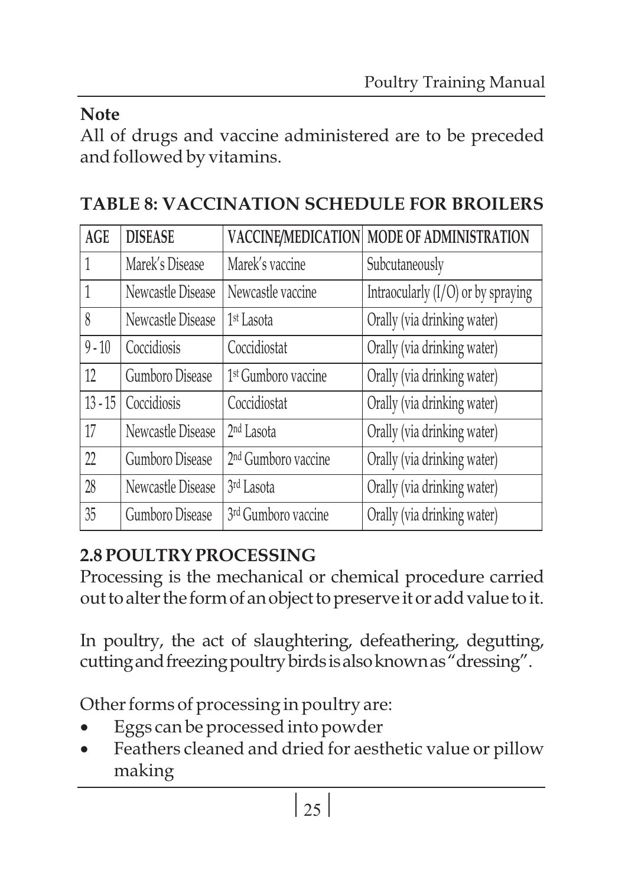**Note**

All of drugs and vaccine administered are to be preceded and followed by vitamins.

**TABLE 8: VACCINATION SCHEDULE FOR BROILERS**

| AGE | DISEASE | VACCINE/MEDICATION | MODE OF ADMINISTRATION |
|---|---|---|---|
| 1 | Marek's Disease | Marek's vaccine | Subcutaneously |
| 1 | Newcastle Disease | Newcastle vaccine | Intraocularly (I/O) or by spraying |
| 8 | Newcastle Disease | 1st Lasota | Orally (via drinking water) |
| 9 - 10 | Coccidiosis | Coccidiostat | Orally (via drinking water) |
| 12 | Gumboro Disease | 1st Gumboro vaccine | Orally (via drinking water) |
| 13 - 15 | Coccidiosis | Coccidiostat | Orally (via drinking water) |
| 17 | Newcastle Disease | 2nd Lasota | Orally (via drinking water) |
| 22 | Gumboro Disease | 2nd Gumboro vaccine | Orally (via drinking water) |
| 28 | Newcastle Disease | 3rd Lasota | Orally (via drinking water) |
| 35 | Gumboro Disease | 3rd Gumboro vaccine | Orally (via drinking water) |

## 2.8 POULTRY PROCESSING

Processing is the mechanical or chemical procedure carried out to alter the form of an object to preserve it or add value to it.

In poultry, the act of slaughtering, defeathering, degutting, cutting and freezing poultry birds is also known as "dressing".

Other forms of processing in poultry are:

- Eggs can be processed into powder
- Feathers cleaned and dried for aesthetic value or pillow making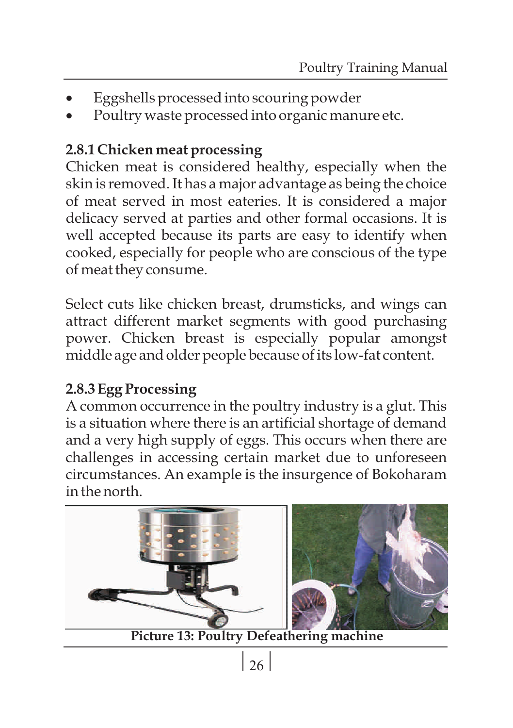- Eggshells processed into scouring powder
- Poultry waste processed into organic manure etc.

### 2.8.1 Chicken meat processing

Chicken meat is considered healthy, especially when the skin is removed. It has a major advantage as being the choice of meat served in most eateries. It is considered a major delicacy served at parties and other formal occasions. It is well accepted because its parts are easy to identify when cooked, especially for people who are conscious of the type of meat they consume.

Select cuts like chicken breast, drumsticks, and wings can attract different market segments with good purchasing power. Chicken breast is especially popular amongst middle age and older people because of its low-fat content.

### 2.8.3 Egg Processing

A common occurrence in the poultry industry is a glut. This is a situation where there is an artificial shortage of demand and a very high supply of eggs. This occurs when there are challenges in accessing certain market due to unforeseen circumstances. An example is the insurgence of Bokoharam in the north.

**Picture 13: Poultry Defeathering machine**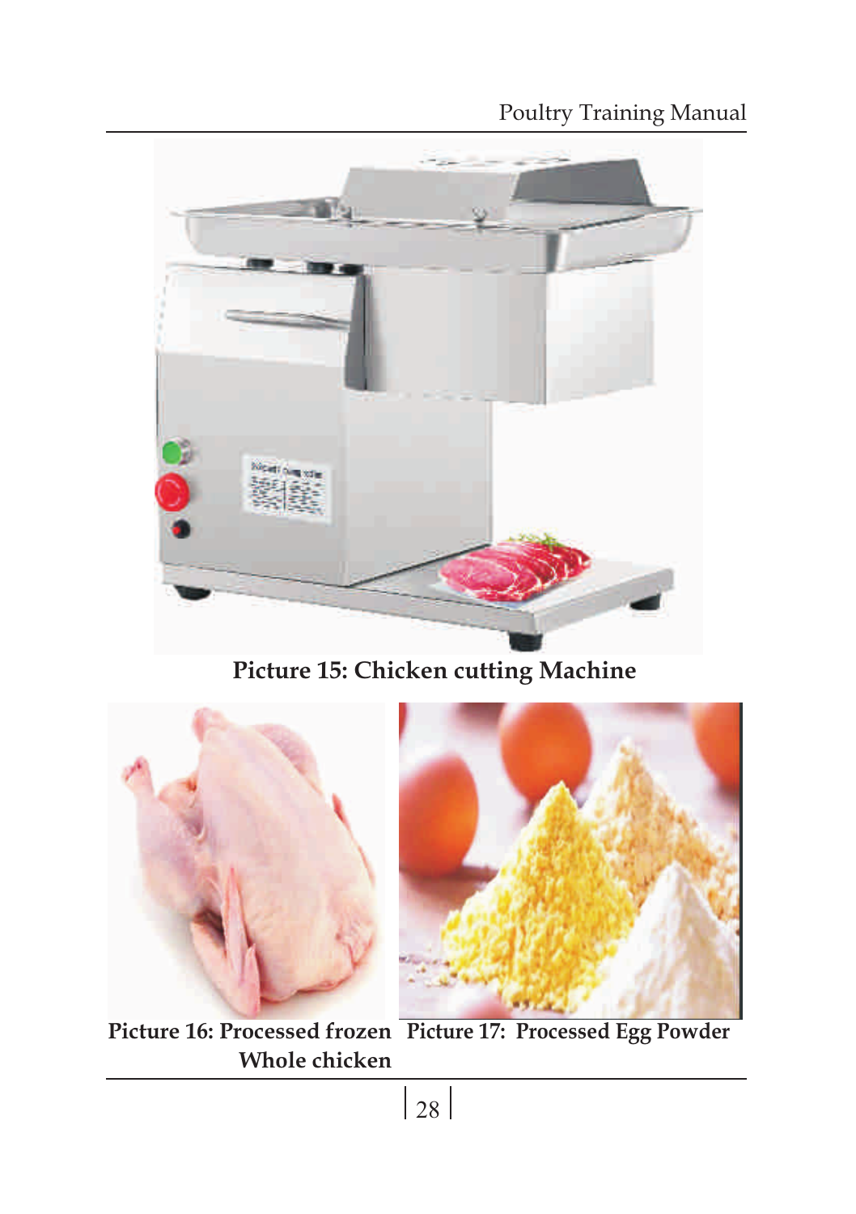**Picture 15: Chicken cutting Machine**

**Picture 16: Processed frozen Whole chicken**

**Picture 17: Processed Egg Powder**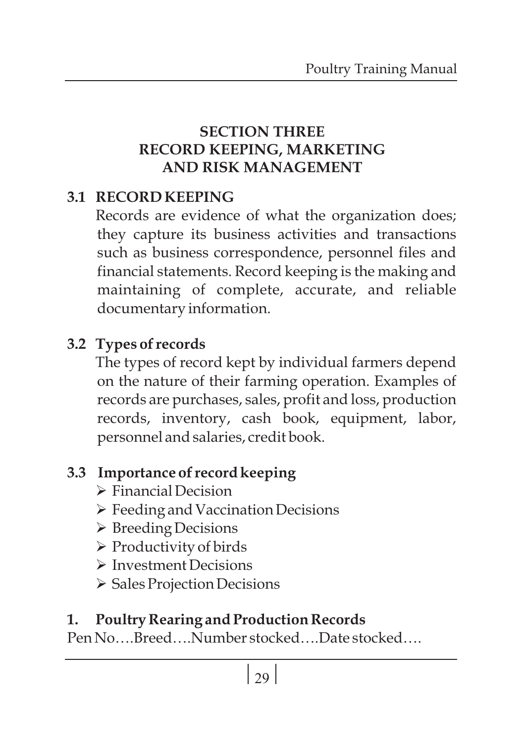# SECTION THREE
# RECORD KEEPING, MARKETING AND RISK MANAGEMENT

## 3.1 RECORD KEEPING

Records are evidence of what the organization does; they capture its business activities and transactions such as business correspondence, personnel files and financial statements. Record keeping is the making and maintaining of complete, accurate, and reliable documentary information.

## 3.2 Types of records

The types of record kept by individual farmers depend on the nature of their farming operation. Examples of records are purchases, sales, profit and loss, production records, inventory, cash book, equipment, labor, personnel and salaries, credit book.

## 3.3 Importance of record keeping

- Financial Decision
- Feeding and Vaccination Decisions
- Breeding Decisions
- Productivity of birds
- Investment Decisions
- Sales Projection Decisions

### 1. Poultry Rearing and Production Records

Pen No….Breed….Number stocked….Date stocked….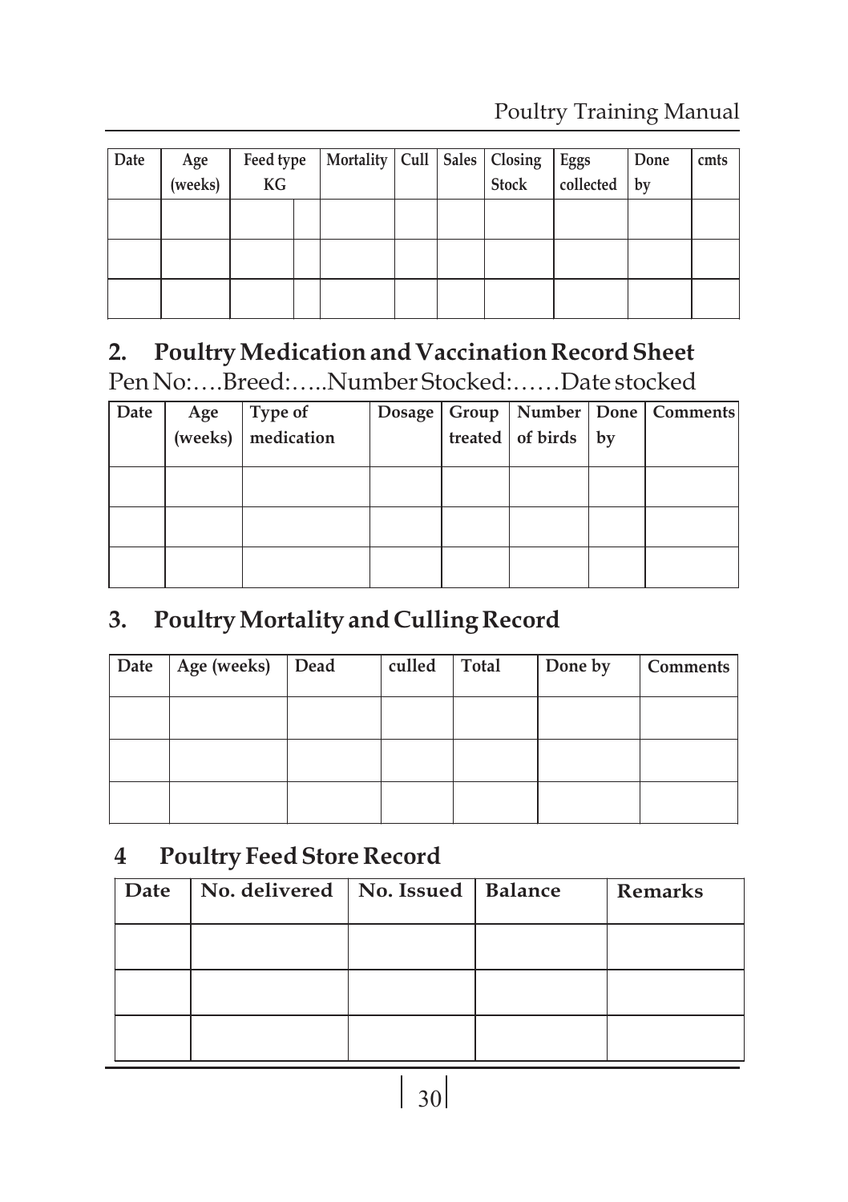| Date | Age (weeks) | Feed type KG | | Mortality | Cull | Sales | Closing Stock | Eggs collected | Done by | cmts |
|---|---|---|---|---|---|---|---|---|---|---|
| | | | | | | | | | | |
| | | | | | | | | | | |
| | | | | | | | | | | |

## 2. Poultry Medication and Vaccination Record Sheet

Pen No:….Breed:…..Number Stocked:……Date stocked

| Date | Age (weeks) | Type of medication | Dosage | Group treated | Number of birds | Done by | Comments |
|---|---|---|---|---|---|---|---|
| | | | | | | | |
| | | | | | | | |
| | | | | | | | |

## 3. Poultry Mortality and Culling Record

| Date | Age (weeks) | Dead | culled | Total | Done by | Comments |
|---|---|---|---|---|---|---|
| | | | | | | |
| | | | | | | |
| | | | | | | |

## 4 Poultry Feed Store Record

| Date | No. delivered | No. Issued | Balance | Remarks |
|---|---|---|---|---|
| | | | | |
| | | | | |
| | | | | |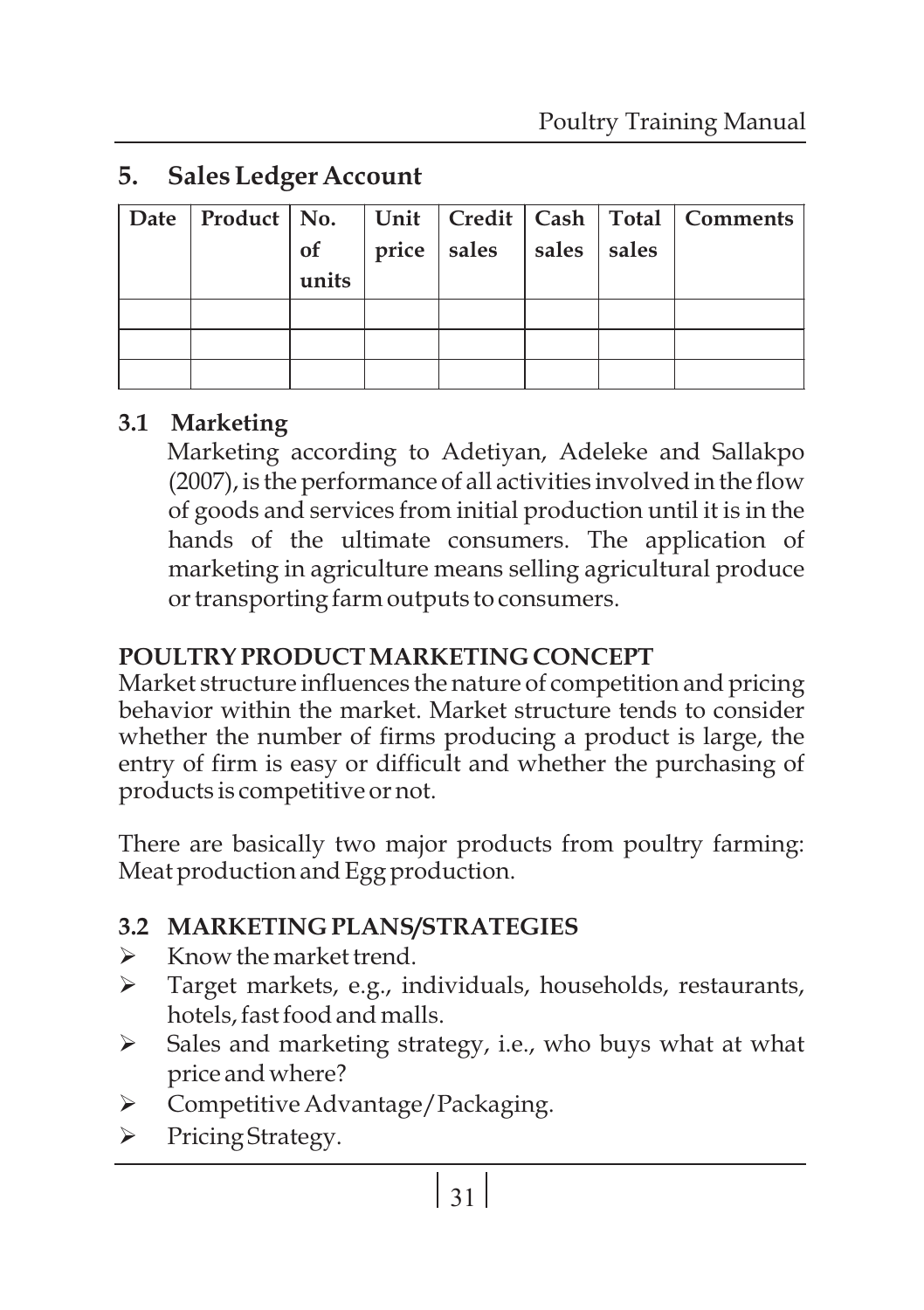## 5. Sales Ledger Account

| Date | Product | No. of units | Unit price | Credit sales | Cash sales | Total sales | Comments |
|---|---|---|---|---|---|---|---|
| | | | | | | | |
| | | | | | | | |
| | | | | | | | |

### 3.1 Marketing

Marketing according to Adetiyan, Adeleke and Sallakpo (2007), is the performance of all activities involved in the flow of goods and services from initial production until it is in the hands of the ultimate consumers. The application of marketing in agriculture means selling agricultural produce or transporting farm outputs to consumers.

### POULTRY PRODUCT MARKETING CONCEPT

Market structure influences the nature of competition and pricing behavior within the market. Market structure tends to consider whether the number of firms producing a product is large, the entry of firm is easy or difficult and whether the purchasing of products is competitive or not.

There are basically two major products from poultry farming: Meat production and Egg production.

### 3.2 MARKETING PLANS/STRATEGIES

- Know the market trend.
- Target markets, e.g., individuals, households, restaurants, hotels, fast food and malls.
- Sales and marketing strategy, i.e., who buys what at what price and where?
- Competitive Advantage/Packaging.
- Pricing Strategy.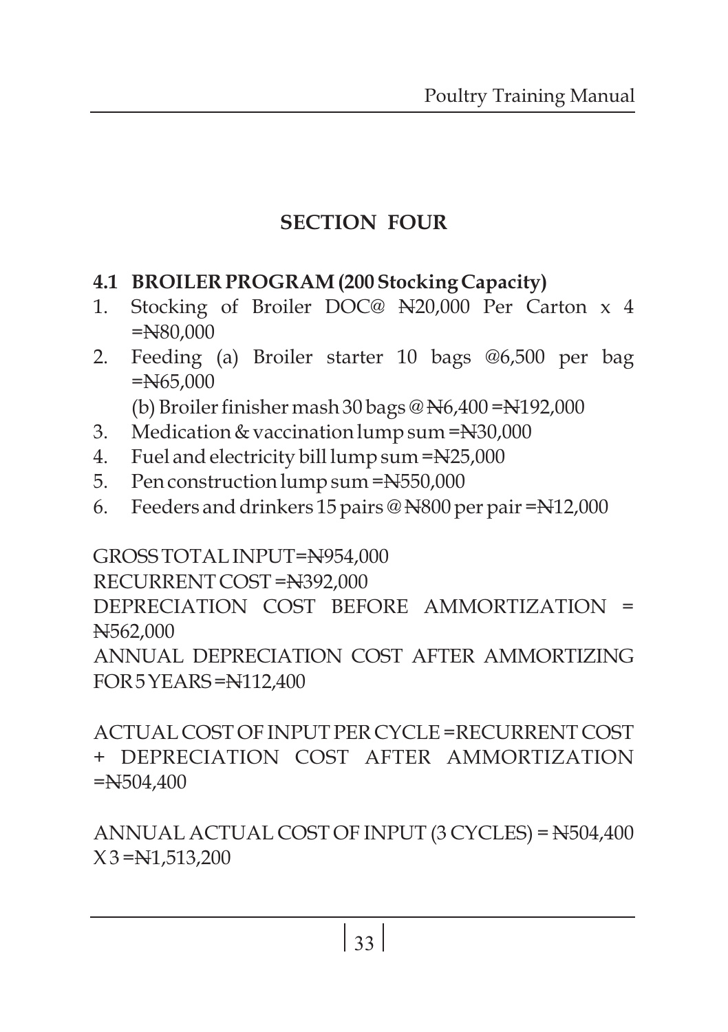## SECTION FOUR

### 4.1 BROILER PROGRAM (200 Stocking Capacity)

1. Stocking of Broiler DOC@ ₦20,000 Per Carton x 4 =₦80,000
2. Feeding (a) Broiler starter 10 bags @6,500 per bag =₦65,000

   (b) Broiler finisher mash 30 bags @ ₦6,400 =₦192,000
3. Medication & vaccination lump sum =₦30,000
4. Fuel and electricity bill lump sum =₦25,000
5. Pen construction lump sum =₦550,000
6. Feeders and drinkers 15 pairs @ ₦800 per pair =₦12,000

GROSS TOTAL INPUT=₦954,000
RECURRENT COST =₦392,000
DEPRECIATION COST BEFORE AMMORTIZATION = ₦562,000
ANNUAL DEPRECIATION COST AFTER AMMORTIZING FOR 5 YEARS =₦112,400

ACTUAL COST OF INPUT PER CYCLE =RECURRENT COST + DEPRECIATION COST AFTER AMMORTIZATION =₦504,400

ANNUAL ACTUAL COST OF INPUT (3 CYCLES) = ₦504,400 X 3 =₦1,513,200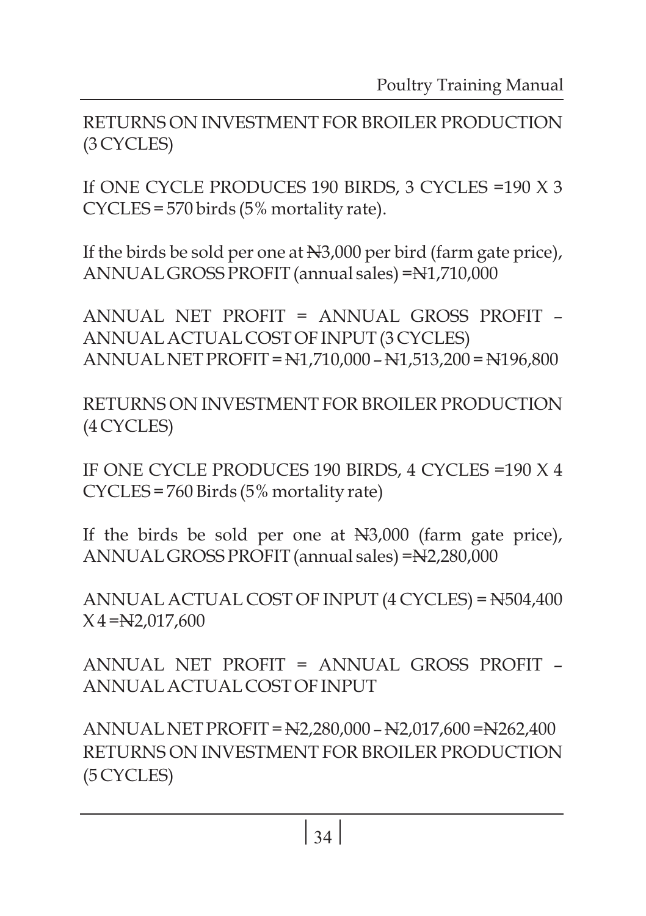RETURNS ON INVESTMENT FOR BROILER PRODUCTION (3 CYCLES)

If ONE CYCLE PRODUCES 190 BIRDS, 3 CYCLES =190 X 3 CYCLES = 570 birds (5% mortality rate).

If the birds be sold per one at ₦3,000 per bird (farm gate price), ANNUAL GROSS PROFIT (annual sales) =₦1,710,000

ANNUAL NET PROFIT = ANNUAL GROSS PROFIT – ANNUAL ACTUAL COST OF INPUT (3 CYCLES)
ANNUAL NET PROFIT = ₦1,710,000 – ₦1,513,200 = ₦196,800

RETURNS ON INVESTMENT FOR BROILER PRODUCTION (4 CYCLES)

IF ONE CYCLE PRODUCES 190 BIRDS, 4 CYCLES =190 X 4 CYCLES = 760 Birds (5% mortality rate)

If the birds be sold per one at ₦3,000 (farm gate price), ANNUAL GROSS PROFIT (annual sales) =₦2,280,000

ANNUAL ACTUAL COST OF INPUT (4 CYCLES) = ₦504,400 X 4 =₦2,017,600

ANNUAL NET PROFIT = ANNUAL GROSS PROFIT – ANNUAL ACTUAL COST OF INPUT

ANNUAL NET PROFIT = ₦2,280,000 – ₦2,017,600 =₦262,400
RETURNS ON INVESTMENT FOR BROILER PRODUCTION (5 CYCLES)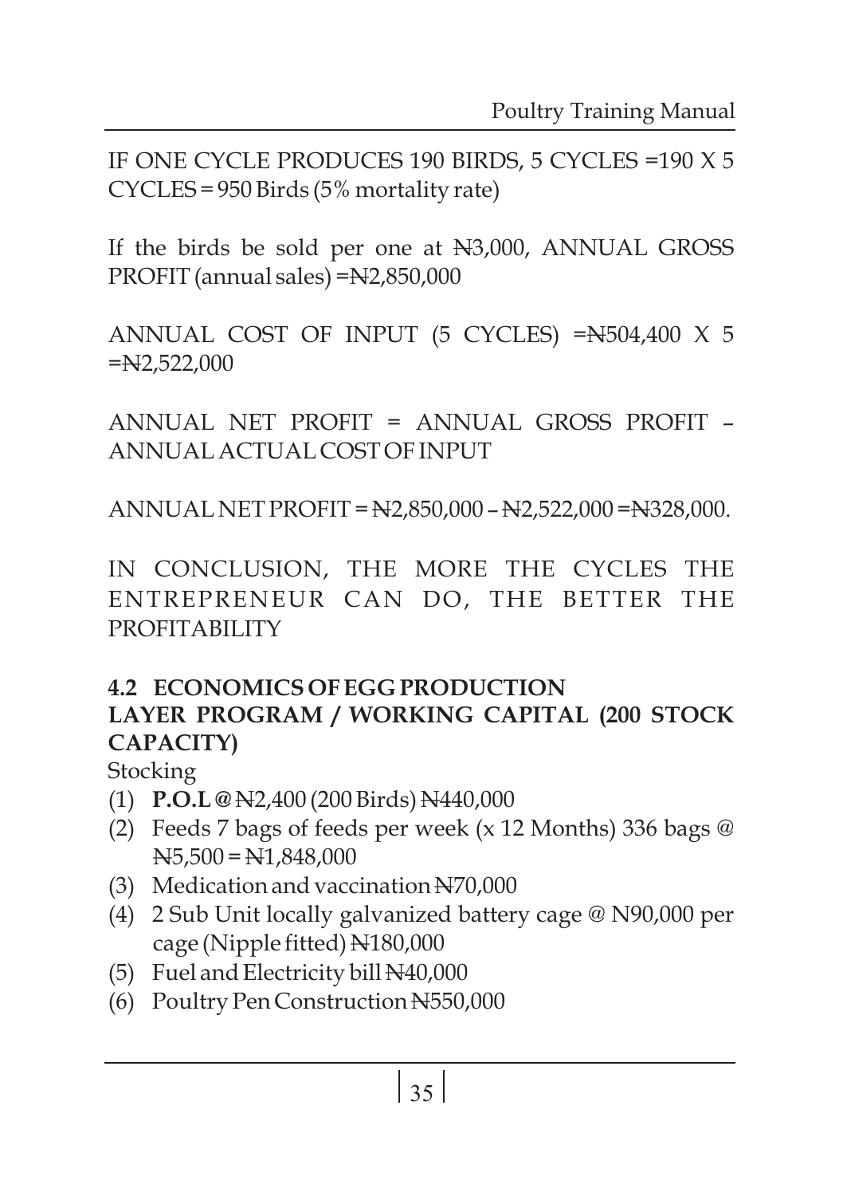IF ONE CYCLE PRODUCES 190 BIRDS, 5 CYCLES =190 X 5 CYCLES = 950 Birds (5% mortality rate)

If the birds be sold per one at ₦3,000, ANNUAL GROSS PROFIT (annual sales) =₦2,850,000

ANNUAL COST OF INPUT (5 CYCLES) =₦504,400 X 5 =₦2,522,000

ANNUAL NET PROFIT = ANNUAL GROSS PROFIT – ANNUAL ACTUAL COST OF INPUT

ANNUAL NET PROFIT = ₦2,850,000 – ₦2,522,000 =₦328,000.

IN CONCLUSION, THE MORE THE CYCLES THE ENTREPRENEUR CAN DO, THE BETTER THE PROFITABILITY

## 4.2 ECONOMICS OF EGG PRODUCTION

### LAYER PROGRAM / WORKING CAPITAL (200 STOCK CAPACITY)

Stocking

(1) **P.O.L @** ₦2,400 (200 Birds) ₦440,000
(2) Feeds 7 bags of feeds per week (x 12 Months) 336 bags @ ₦5,500 = ₦1,848,000
(3) Medication and vaccination ₦70,000
(4) 2 Sub Unit locally galvanized battery cage @ N90,000 per cage (Nipple fitted) ₦180,000
(5) Fuel and Electricity bill ₦40,000
(6) Poultry Pen Construction ₦550,000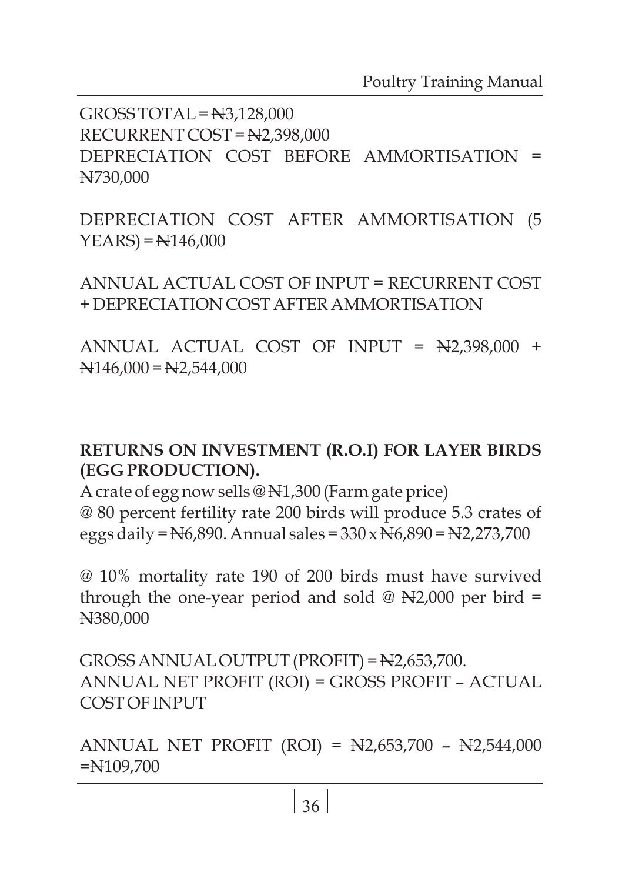GROSS TOTAL = ₦3,128,000
RECURRENT COST = ₦2,398,000
DEPRECIATION COST BEFORE AMMORTISATION = ₦730,000

DEPRECIATION COST AFTER AMMORTISATION (5 YEARS) = ₦146,000

ANNUAL ACTUAL COST OF INPUT = RECURRENT COST + DEPRECIATION COST AFTER AMMORTISATION

ANNUAL ACTUAL COST OF INPUT = ₦2,398,000 + ₦146,000 = ₦2,544,000

**RETURNS ON INVESTMENT (R.O.I) FOR LAYER BIRDS (EGG PRODUCTION).**

A crate of egg now sells @ ₦1,300 (Farm gate price)
@ 80 percent fertility rate 200 birds will produce 5.3 crates of eggs daily = ₦6,890. Annual sales = 330 x ₦6,890 = ₦2,273,700

@ 10% mortality rate 190 of 200 birds must have survived through the one-year period and sold @ ₦2,000 per bird = ₦380,000

GROSS ANNUAL OUTPUT (PROFIT) = ₦2,653,700.
ANNUAL NET PROFIT (ROI) = GROSS PROFIT – ACTUAL COST OF INPUT

ANNUAL NET PROFIT (ROI) = ₦2,653,700 – ₦2,544,000 =₦109,700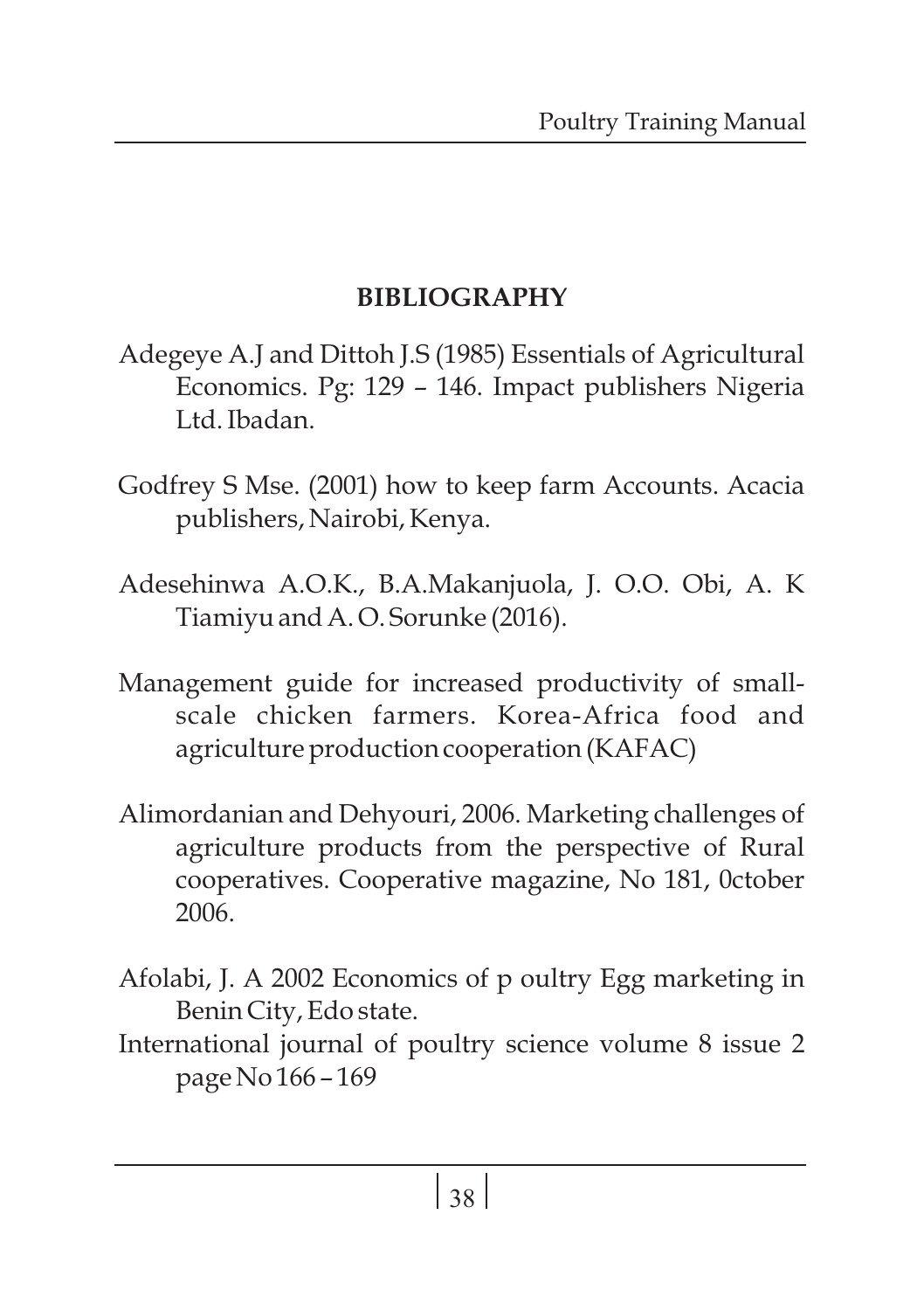## BIBLIOGRAPHY

Adegeye A.J and Dittoh J.S (1985) Essentials of Agricultural Economics. Pg: 129 – 146. Impact publishers Nigeria Ltd. Ibadan.

Godfrey S Mse. (2001) how to keep farm Accounts. Acacia publishers, Nairobi, Kenya.

Adesehinwa A.O.K., B.A.Makanjuola, J. O.O. Obi, A. K Tiamiyu and A. O. Sorunke (2016).

Management guide for increased productivity of small-scale chicken farmers. Korea-Africa food and agriculture production cooperation (KAFAC)

Alimordanian and Dehyouri, 2006. Marketing challenges of agriculture products from the perspective of Rural cooperatives. Cooperative magazine, No 181, 0ctober 2006.

Afolabi, J. A 2002 Economics of p oultry Egg marketing in Benin City, Edo state.

International journal of poultry science volume 8 issue 2 page No 166 – 169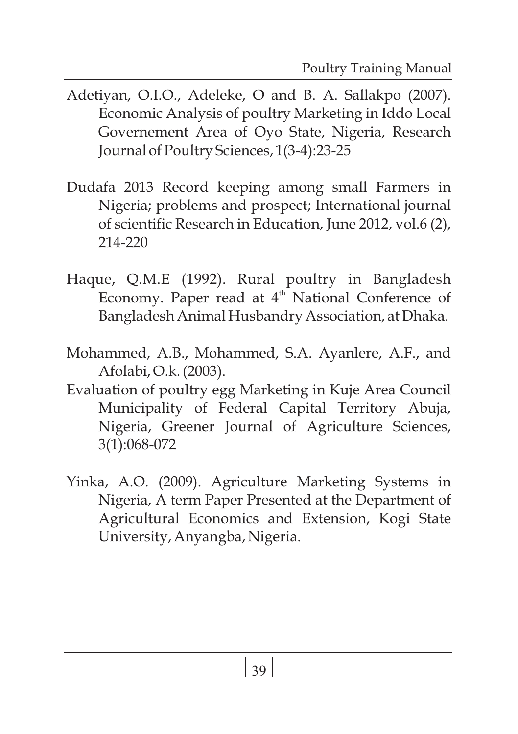Adetiyan, O.I.O., Adeleke, O and B. A. Sallakpo (2007). Economic Analysis of poultry Marketing in Iddo Local Governement Area of Oyo State, Nigeria, Research Journal of Poultry Sciences, 1(3-4):23-25

Dudafa 2013 Record keeping among small Farmers in Nigeria; problems and prospect; International journal of scientific Research in Education, June 2012, vol.6 (2), 214-220

Haque, Q.M.E (1992). Rural poultry in Bangladesh Economy. Paper read at 4th National Conference of Bangladesh Animal Husbandry Association, at Dhaka.

Mohammed, A.B., Mohammed, S.A. Ayanlere, A.F., and Afolabi, O.k. (2003).

Evaluation of poultry egg Marketing in Kuje Area Council Municipality of Federal Capital Territory Abuja, Nigeria, Greener Journal of Agriculture Sciences, 3(1):068-072

Yinka, A.O. (2009). Agriculture Marketing Systems in Nigeria, A term Paper Presented at the Department of Agricultural Economics and Extension, Kogi State University, Anyangba, Nigeria.